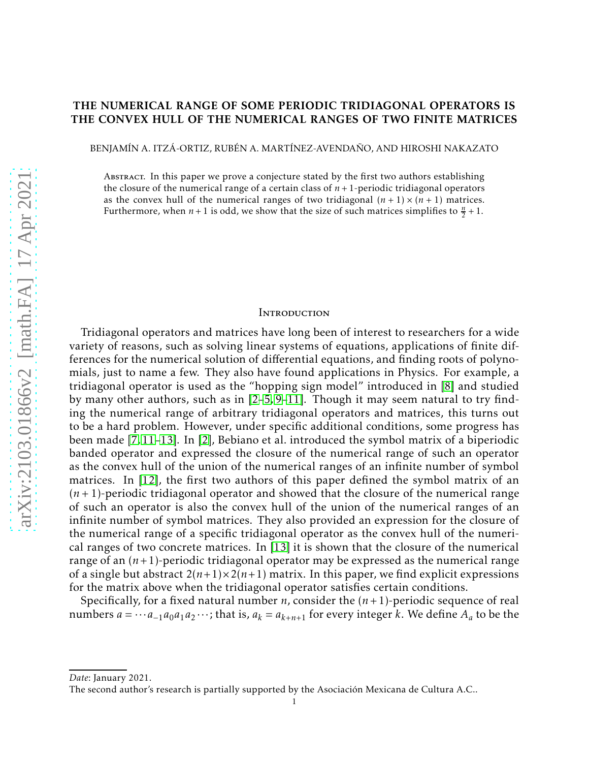# THE NUMERICAL RANGE OF SOME PERIODIC TRIDIAGONAL OPERATORS IS THE CONVEX HULL OF THE NUMERICAL RANGES OF TWO FINITE MATRICES

BENJAMÍN A. ITZÁ-ORTIZ, RUBÉN A. MARTÍNEZ-AVENDAÑO, AND HIROSHI NAKAZATO

Abstract. In this paper we prove a conjecture stated by the first two authors establishing the closure of the numerical range of a certain class of $n+1$-periodic tridiagonal operators as the convex hull of the numerical ranges of two tridiagonal $(n+1)\times(n+1)$ matrices. Furthermore, when $n+1$ is odd, we show that the size of such matrices simplifies to $\frac{n}{2}+1$.

## Introduction

Tridiagonal operators and matrices have long been of interest to researchers for a wide variety of reasons, such as solving linear systems of equations, applications of finite differences for the numerical solution of differential equations, and finding roots of polynomials, just to name a few. They also have found applications in Physics. For example, a tridiagonal operator is used as the "hopping sign model" introduced in [8] and studied by many other authors, such as in [2–5, 9–11]. Though it may seem natural to try finding the numerical range of arbitrary tridiagonal operators and matrices, this turns out to be a hard problem. However, under specific additional conditions, some progress has been made [7, 11–13]. In [2], Bebiano et al. introduced the symbol matrix of a biperiodic banded operator and expressed the closure of the numerical range of such an operator as the convex hull of the union of the numerical ranges of an infinite number of symbol matrices. In [12], the first two authors of this paper defined the symbol matrix of an $(n+1)$-periodic tridiagonal operator and showed that the closure of the numerical range of such an operator is also the convex hull of the union of the numerical ranges of an infinite number of symbol matrices. They also provided an expression for the closure of the numerical range of a specific tridiagonal operator as the convex hull of the numerical ranges of two concrete matrices. In [13] it is shown that the closure of the numerical range of an $(n+1)$-periodic tridiagonal operator may be expressed as the numerical range of a single but abstract $2(n+1)\times 2(n+1)$ matrix. In this paper, we find explicit expressions for the matrix above when the tridiagonal operator satisfies certain conditions.

Specifically, for a fixed natural number $n$, consider the $(n+1)$-periodic sequence of real numbers $a = \cdots a_{-1}a_0a_1a_2\cdots$; that is, $a_k = a_{k+n+1}$ for every integer $k$. We define $A_a$ to be the

*Date*: January 2021.

The second author's research is partially supported by the Asociación Mexicana de Cultura A.C..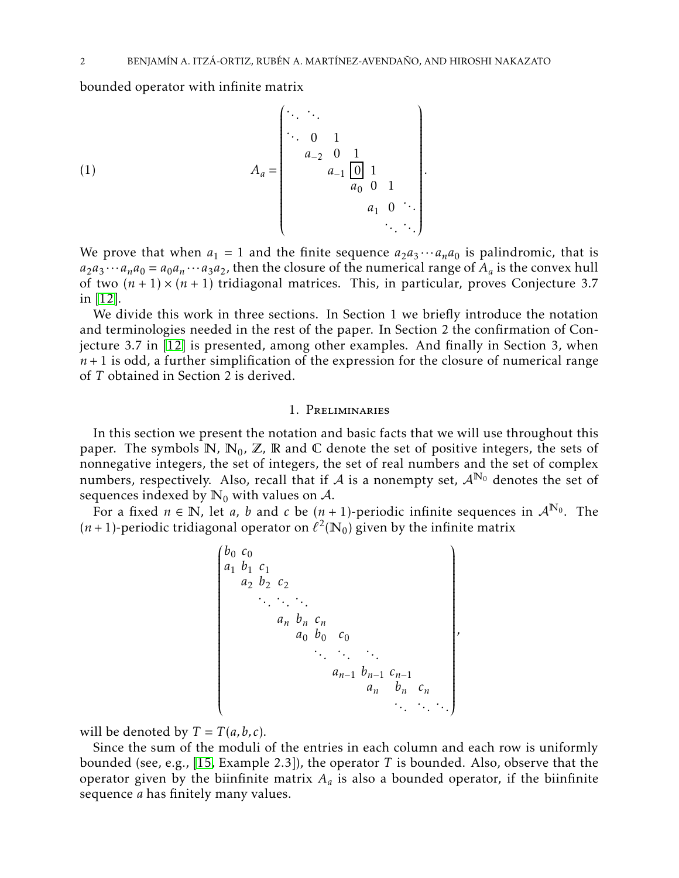bounded operator with infinite matrix

$$
A_a = \begin{pmatrix}
\ddots & \ddots & & & & & \\
\ddots & 0 & 1 & & & & \\
 & a_{-2} & 0 & 1 & & & \\
 & & a_{-1} & \boxed{0} & 1 & & \\
 & & & a_0 & 0 & 1 & \\
 & & & & a_1 & 0 & \ddots \\
 & & & & & \ddots & \ddots
\end{pmatrix}. \tag{1}
$$

We prove that when $a_1 = 1$ and the finite sequence $a_2 a_3 \cdots a_n a_0$ is palindromic, that is $a_2 a_3 \cdots a_n a_0 = a_0 a_n \cdots a_3 a_2$, then the closure of the numerical range of $A_a$ is the convex hull of two $(n+1) \times (n+1)$ tridiagonal matrices. This, in particular, proves Conjecture 3.7 in [12].

We divide this work in three sections. In Section 1 we briefly introduce the notation and terminologies needed in the rest of the paper. In Section 2 the confirmation of Conjecture 3.7 in [12] is presented, among other examples. And finally in Section 3, when $n+1$ is odd, a further simplification of the expression for the closure of numerical range of $T$ obtained in Section 2 is derived.

## 1. Preliminaries

In this section we present the notation and basic facts that we will use throughout this paper. The symbols $\mathbb{N}$, $\mathbb{N}_0$, $\mathbb{Z}$, $\mathbb{R}$ and $\mathbb{C}$ denote the set of positive integers, the sets of nonnegative integers, the set of integers, the set of real numbers and the set of complex numbers, respectively. Also, recall that if $\mathcal{A}$ is a nonempty set, $\mathcal{A}^{\mathbb{N}_0}$ denotes the set of sequences indexed by $\mathbb{N}_0$ with values on $\mathcal{A}$.

For a fixed $n \in \mathbb{N}$, let $a$, $b$ and $c$ be $(n+1)$-periodic infinite sequences in $\mathcal{A}^{\mathbb{N}_0}$. The $(n+1)$-periodic tridiagonal operator on $\ell^2(\mathbb{N}_0)$ given by the infinite matrix

$$
\begin{pmatrix}
b_0 & c_0 & & & & & & & & \\
a_1 & b_1 & c_1 & & & & & & & \\
 & a_2 & b_2 & c_2 & & & & & & \\
 & & \ddots & \ddots & \ddots & & & & & \\
 & & & a_n & b_n & c_n & & & & \\
 & & & & a_0 & b_0 & c_0 & & & \\
 & & & & & \ddots & \ddots & \ddots & & \\
 & & & & & & a_{n-1} & b_{n-1} & c_{n-1} & \\
 & & & & & & & a_n & b_n & c_n \\
 & & & & & & & & \ddots & \ddots & \ddots
\end{pmatrix},
$$

will be denoted by $T = T(a,b,c)$.

Since the sum of the moduli of the entries in each column and each row is uniformly bounded (see, e.g., [15, Example 2.3]), the operator $T$ is bounded. Also, observe that the operator given by the biinfinite matrix $A_a$ is also a bounded operator, if the biinfinite sequence $a$ has finitely many values.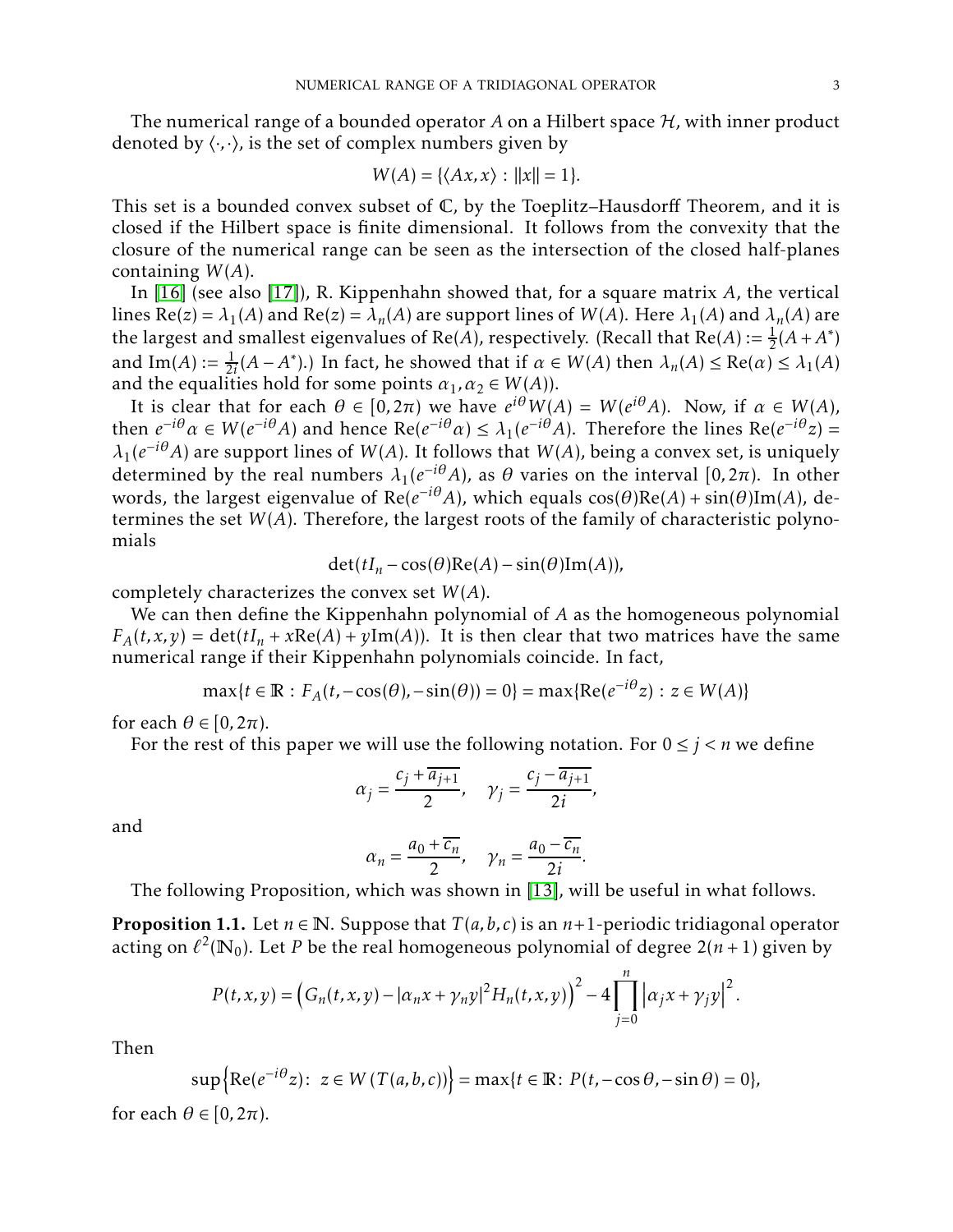The numerical range of a bounded operator $A$ on a Hilbert space $\mathcal{H}$, with inner product denoted by $\langle \cdot, \cdot \rangle$, is the set of complex numbers given by

$$W(A) = \{\langle Ax, x \rangle : \|x\| = 1\}.$$

This set is a bounded convex subset of $\mathbb{C}$, by the Toeplitz–Hausdorff Theorem, and it is closed if the Hilbert space is finite dimensional. It follows from the convexity that the closure of the numerical range can be seen as the intersection of the closed half-planes containing $W(A)$.

In [16] (see also [17]), R. Kippenhahn showed that, for a square matrix $A$, the vertical lines $\mathrm{Re}(z) = \lambda_1(A)$ and $\mathrm{Re}(z) = \lambda_n(A)$ are support lines of $W(A)$. Here $\lambda_1(A)$ and $\lambda_n(A)$ are the largest and smallest eigenvalues of $\mathrm{Re}(A)$, respectively. (Recall that $\mathrm{Re}(A) := \frac{1}{2}(A + A^*)$ and $\mathrm{Im}(A) := \frac{1}{2i}(A - A^*)$.) In fact, he showed that if $\alpha \in W(A)$ then $\lambda_n(A) \leq \mathrm{Re}(\alpha) \leq \lambda_1(A)$ and the equalities hold for some points $\alpha_1, \alpha_2 \in W(A)$).

It is clear that for each $\theta \in [0, 2\pi)$ we have $e^{i\theta} W(A) = W(e^{i\theta} A)$. Now, if $\alpha \in W(A)$, then $e^{-i\theta}\alpha \in W(e^{-i\theta}A)$ and hence $\mathrm{Re}(e^{-i\theta}\alpha) \leq \lambda_1(e^{-i\theta}A)$. Therefore the lines $\mathrm{Re}(e^{-i\theta}z) = \lambda_1(e^{-i\theta}A)$ are support lines of $W(A)$. It follows that $W(A)$, being a convex set, is uniquely determined by the real numbers $\lambda_1(e^{-i\theta}A)$, as $\theta$ varies on the interval $[0, 2\pi)$. In other words, the largest eigenvalue of $\mathrm{Re}(e^{-i\theta}A)$, which equals $\cos(\theta)\mathrm{Re}(A) + \sin(\theta)\mathrm{Im}(A)$, determines the set $W(A)$. Therefore, the largest roots of the family of characteristic polynomials

$$\det(tI_n - \cos(\theta)\mathrm{Re}(A) - \sin(\theta)\mathrm{Im}(A)),$$

completely characterizes the convex set $W(A)$.

We can then define the Kippenhahn polynomial of $A$ as the homogeneous polynomial $F_A(t, x, y) = \det(tI_n + x\mathrm{Re}(A) + y\mathrm{Im}(A))$. It is then clear that two matrices have the same numerical range if their Kippenhahn polynomials coincide. In fact,

$$\max\{t \in \mathbb{R} : F_A(t, -\cos(\theta), -\sin(\theta)) = 0\} = \max\{\mathrm{Re}(e^{-i\theta}z) : z \in W(A)\}$$

for each $\theta \in [0, 2\pi)$.

For the rest of this paper we will use the following notation. For $0 \leq j < n$ we define

$$\alpha_j = \frac{c_j + \overline{a_{j+1}}}{2}, \quad \gamma_j = \frac{c_j - \overline{a_{j+1}}}{2i},$$

and

$$\alpha_n = \frac{a_0 + \overline{c_n}}{2}, \quad \gamma_n = \frac{a_0 - \overline{c_n}}{2i}.$$

The following Proposition, which was shown in [13], will be useful in what follows.

**Proposition 1.1.** *Let $n \in \mathbb{N}$. Suppose that $T(a, b, c)$ is an $n+1$-periodic tridiagonal operator acting on $\ell^2(\mathbb{N}_0)$. Let $P$ be the real homogeneous polynomial of degree $2(n+1)$ given by*

$$P(t, x, y) = \left(G_n(t, x, y) - |\alpha_n x + \gamma_n y|^2 H_n(t, x, y)\right)^2 - 4\prod_{j=0}^{n} \left|\alpha_j x + \gamma_j y\right|^2.$$

*Then*

$$\sup\left\{\mathrm{Re}(e^{-i\theta}z) : \ z \in W\left(T(a, b, c)\right)\right\} = \max\{t \in \mathbb{R} : \ P(t, -\cos\theta, -\sin\theta) = 0\},$$

*for each $\theta \in [0, 2\pi)$.*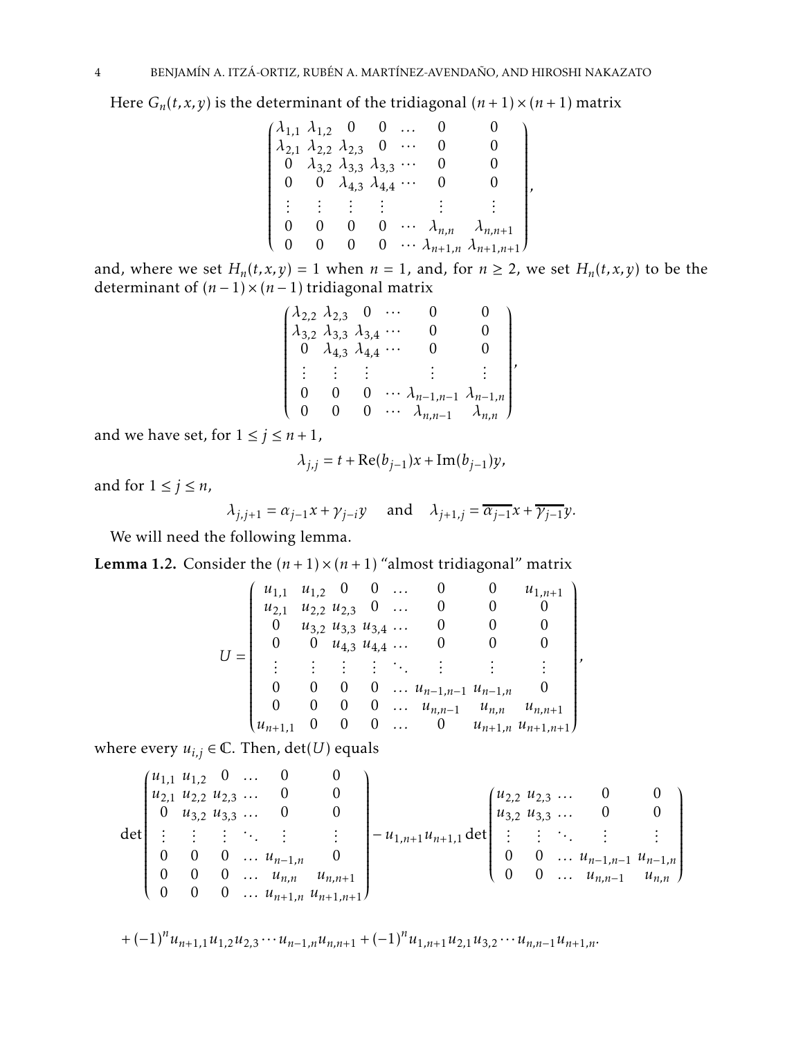Here $G_n(t,x,y)$ is the determinant of the tridiagonal $(n+1)\times(n+1)$ matrix

$$\begin{pmatrix} \lambda_{1,1} & \lambda_{1,2} & 0 & 0 & \dots & 0 & 0 \\ \lambda_{2,1} & \lambda_{2,2} & \lambda_{2,3} & 0 & \cdots & 0 & 0 \\ 0 & \lambda_{3,2} & \lambda_{3,3} & \lambda_{3,3} & \cdots & 0 & 0 \\ 0 & 0 & \lambda_{4,3} & \lambda_{4,4} & \cdots & 0 & 0 \\ \vdots & \vdots & \vdots & \vdots & & \vdots & \vdots \\ 0 & 0 & 0 & 0 & \cdots & \lambda_{n,n} & \lambda_{n,n+1} \\ 0 & 0 & 0 & 0 & \cdots & \lambda_{n+1,n} & \lambda_{n+1,n+1} \end{pmatrix},$$

and, where we set $H_n(t,x,y) = 1$ when $n = 1$, and, for $n \geq 2$, we set $H_n(t,x,y)$ to be the determinant of $(n-1)\times(n-1)$ tridiagonal matrix

$$\begin{pmatrix} \lambda_{2,2} & \lambda_{2,3} & 0 & \cdots & 0 & 0 \\ \lambda_{3,2} & \lambda_{3,3} & \lambda_{3,4} & \cdots & 0 & 0 \\ 0 & \lambda_{4,3} & \lambda_{4,4} & \cdots & 0 & 0 \\ \vdots & \vdots & \vdots & & \vdots & \vdots \\ 0 & 0 & 0 & \cdots & \lambda_{n-1,n-1} & \lambda_{n-1,n} \\ 0 & 0 & 0 & \cdots & \lambda_{n,n-1} & \lambda_{n,n} \end{pmatrix},$$

and we have set, for $1 \leq j \leq n+1$,

$$\lambda_{j,j} = t + \operatorname{Re}(b_{j-1})x + \operatorname{Im}(b_{j-1})y,$$

and for $1 \leq j \leq n$,

$$\lambda_{j,j+1} = \alpha_{j-1}x + \gamma_{j-i}y \quad \text{ and } \quad \lambda_{j+1,j} = \overline{\alpha_{j-1}}x + \overline{\gamma_{j-1}}y.$$

We will need the following lemma.

**Lemma 1.2.** *Consider the $(n+1)\times(n+1)$ "almost tridiagonal" matrix*

$$U = \begin{pmatrix} u_{1,1} & u_{1,2} & 0 & 0 & \dots & 0 & 0 & u_{1,n+1} \\ u_{2,1} & u_{2,2} & u_{2,3} & 0 & \dots & 0 & 0 & 0 \\ 0 & u_{3,2} & u_{3,3} & u_{3,4} & \dots & 0 & 0 & 0 \\ 0 & 0 & u_{4,3} & u_{4,4} & \dots & 0 & 0 & 0 \\ \vdots & \vdots & \vdots & \vdots & \ddots & \vdots & \vdots & \vdots \\ 0 & 0 & 0 & 0 & \dots & u_{n-1,n-1} & u_{n-1,n} & 0 \\ 0 & 0 & 0 & 0 & \dots & u_{n,n-1} & u_{n,n} & u_{n,n+1} \\ u_{n+1,1} & 0 & 0 & 0 & \dots & 0 & u_{n+1,n} & u_{n+1,n+1} \end{pmatrix},$$

*where every $u_{i,j} \in \mathbb{C}$. Then, $\det(U)$ equals*

$$\det\begin{pmatrix} u_{1,1} & u_{1,2} & 0 & \dots & 0 & 0 \\ u_{2,1} & u_{2,2} & u_{2,3} & \dots & 0 & 0 \\ 0 & u_{3,2} & u_{3,3} & \dots & 0 & 0 \\ \vdots & \vdots & \vdots & \ddots & \vdots & \vdots \\ 0 & 0 & 0 & \dots & u_{n-1,n} & 0 \\ 0 & 0 & 0 & \dots & u_{n,n} & u_{n,n+1} \\ 0 & 0 & 0 & \dots & u_{n+1,n} & u_{n+1,n+1} \end{pmatrix} - u_{1,n+1}u_{n+1,1}\det\begin{pmatrix} u_{2,2} & u_{2,3} & \dots & 0 & 0 \\ u_{3,2} & u_{3,3} & \dots & 0 & 0 \\ \vdots & \vdots & \ddots & \vdots & \vdots \\ 0 & 0 & \dots & u_{n-1,n-1} & u_{n-1,n} \\ 0 & 0 & \dots & u_{n,n-1} & u_{n,n} \end{pmatrix}$$

$$+ (-1)^n u_{n+1,1}u_{1,2}u_{2,3}\cdots u_{n-1,n}u_{n,n+1} + (-1)^n u_{1,n+1}u_{2,1}u_{3,2}\cdots u_{n,n-1}u_{n+1,n}.$$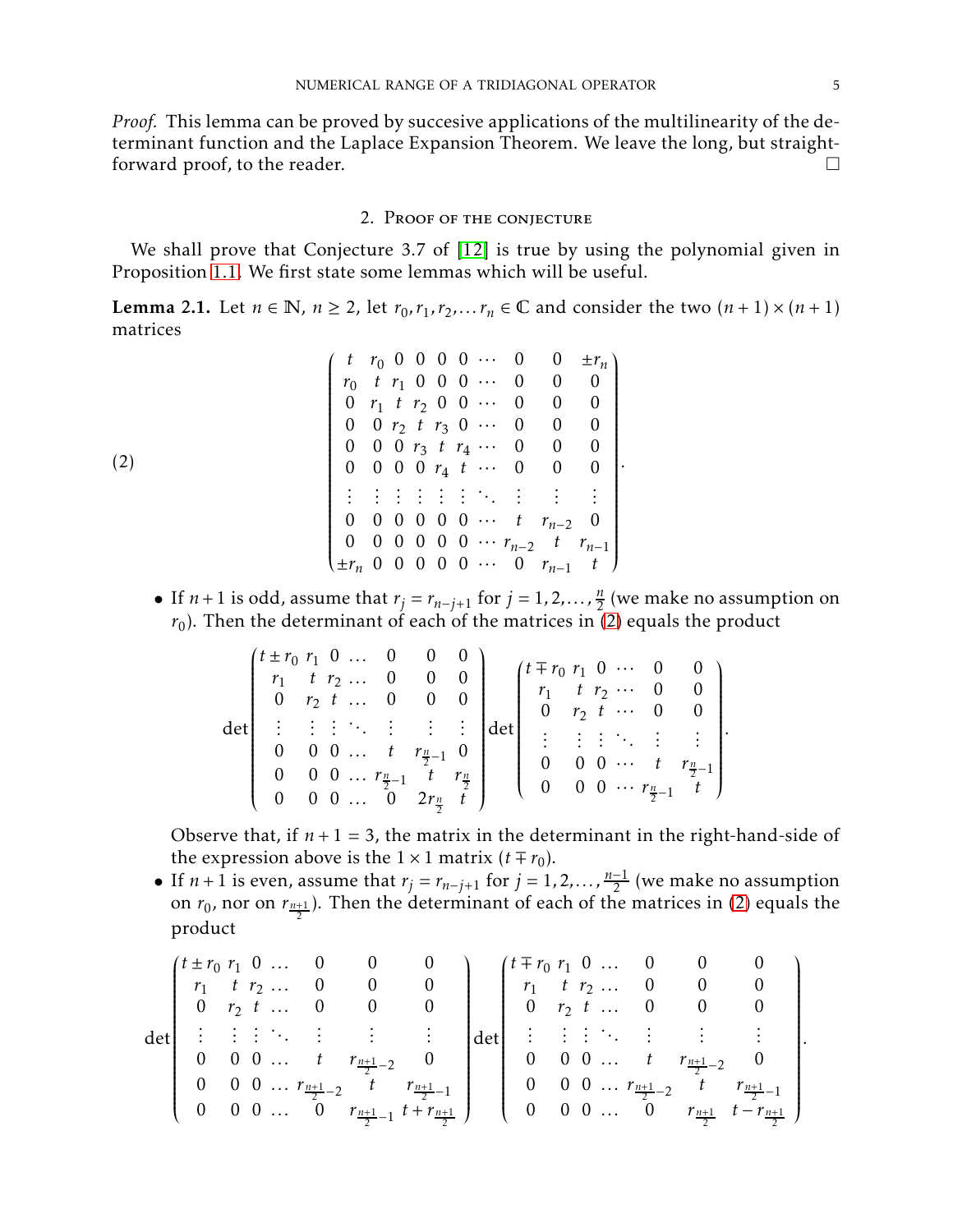*Proof.* This lemma can be proved by succesive applications of the multilinearity of the determinant function and the Laplace Expansion Theorem. We leave the long, but straightforward proof, to the reader. $\square$

## 2. Proof of the conjecture

We shall prove that Conjecture 3.7 of [12] is true by using the polynomial given in Proposition 1.1. We first state some lemmas which will be useful.

**Lemma 2.1.** Let $n \in \mathbb{N}$, $n \geq 2$, let $r_0, r_1, r_2, \dots r_n \in \mathbb{C}$ and consider the two $(n+1)\times(n+1)$ matrices

$$
\begin{pmatrix}
t & r_0 & 0 & 0 & 0 & 0 & \cdots & 0 & 0 & \pm r_n \\
r_0 & t & r_1 & 0 & 0 & 0 & \cdots & 0 & 0 & 0 \\
0 & r_1 & t & r_2 & 0 & 0 & \cdots & 0 & 0 & 0 \\
0 & 0 & r_2 & t & r_3 & 0 & \cdots & 0 & 0 & 0 \\
0 & 0 & 0 & r_3 & t & r_4 & \cdots & 0 & 0 & 0 \\
0 & 0 & 0 & 0 & r_4 & t & \cdots & 0 & 0 & 0 \\
\vdots & \vdots & \vdots & \vdots & \vdots & \vdots & \ddots & \vdots & \vdots & \vdots \\
0 & 0 & 0 & 0 & 0 & 0 & \cdots & t & r_{n-2} & 0 \\
0 & 0 & 0 & 0 & 0 & 0 & \cdots & r_{n-2} & t & r_{n-1} \\
\pm r_n & 0 & 0 & 0 & 0 & 0 & \cdots & 0 & r_{n-1} & t
\end{pmatrix}. \tag{2}
$$

- If $n+1$ is odd, assume that $r_j = r_{n-j+1}$ for $j = 1, 2, \dots, \frac{n}{2}$ (we make no assumption on $r_0$). Then the determinant of each of the matrices in (2) equals the product

$$
\det\begin{pmatrix}
t \pm r_0 & r_1 & 0 & \dots & 0 & 0 & 0 \\
r_1 & t & r_2 & \dots & 0 & 0 & 0 \\
0 & r_2 & t & \dots & 0 & 0 & 0 \\
\vdots & \vdots & \vdots & \ddots & \vdots & \vdots & \vdots \\
0 & 0 & 0 & \dots & t & r_{\frac{n}{2}-1} & 0 \\
0 & 0 & 0 & \dots & r_{\frac{n}{2}-1} & t & r_{\frac{n}{2}} \\
0 & 0 & 0 & \dots & 0 & 2r_{\frac{n}{2}} & t
\end{pmatrix}
\det\begin{pmatrix}
t \mp r_0 & r_1 & 0 & \cdots & 0 & 0 \\
r_1 & t & r_2 & \cdots & 0 & 0 \\
0 & r_2 & t & \cdots & 0 & 0 \\
\vdots & \vdots & \vdots & \ddots & \vdots & \vdots \\
0 & 0 & 0 & \cdots & t & r_{\frac{n}{2}-1} \\
0 & 0 & 0 & \cdots & r_{\frac{n}{2}-1} & t
\end{pmatrix}.
$$

  Observe that, if $n+1 = 3$, the matrix in the determinant in the right-hand-side of the expression above is the $1\times 1$ matrix $(t \mp r_0)$.

- If $n+1$ is even, assume that $r_j = r_{n-j+1}$ for $j = 1, 2, \dots, \frac{n-1}{2}$ (we make no assumption on $r_0$, nor on $r_{\frac{n+1}{2}}$). Then the determinant of each of the matrices in (2) equals the product

$$
\det\begin{pmatrix}
t \pm r_0 & r_1 & 0 & \dots & 0 & 0 & 0 \\
r_1 & t & r_2 & \dots & 0 & 0 & 0 \\
0 & r_2 & t & \dots & 0 & 0 & 0 \\
\vdots & \vdots & \vdots & \ddots & \vdots & \vdots & \vdots \\
0 & 0 & 0 & \dots & t & r_{\frac{n+1}{2}-2} & 0 \\
0 & 0 & 0 & \dots & r_{\frac{n+1}{2}-2} & t & r_{\frac{n+1}{2}-1} \\
0 & 0 & 0 & \dots & 0 & r_{\frac{n+1}{2}-1} & t + r_{\frac{n+1}{2}}
\end{pmatrix}
\det\begin{pmatrix}
t \mp r_0 & r_1 & 0 & \dots & 0 & 0 & 0 \\
r_1 & t & r_2 & \dots & 0 & 0 & 0 \\
0 & r_2 & t & \dots & 0 & 0 & 0 \\
\vdots & \vdots & \vdots & \ddots & \vdots & \vdots & \vdots \\
0 & 0 & 0 & \dots & t & r_{\frac{n+1}{2}-2} & 0 \\
0 & 0 & 0 & \dots & r_{\frac{n+1}{2}-2} & t & r_{\frac{n+1}{2}-1} \\
0 & 0 & 0 & \dots & 0 & r_{\frac{n+1}{2}} & t - r_{\frac{n+1}{2}}
\end{pmatrix}.
$$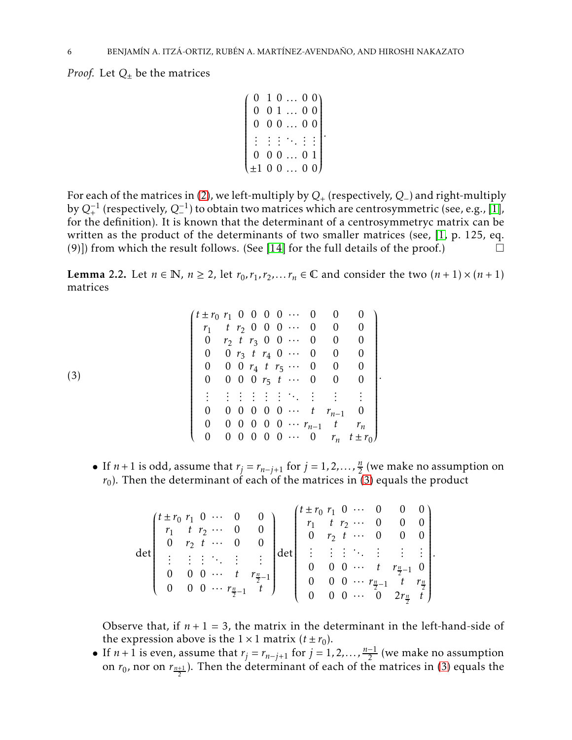*Proof.* Let $Q_\pm$ be the matrices

$$\begin{pmatrix} 0 & 1 & 0 & \dots & 0 & 0 \\ 0 & 0 & 1 & \dots & 0 & 0 \\ 0 & 0 & 0 & \dots & 0 & 0 \\ \vdots & \vdots & \vdots & \ddots & \vdots & \vdots \\ 0 & 0 & 0 & \dots & 0 & 1 \\ \pm 1 & 0 & 0 & \dots & 0 & 0 \end{pmatrix}.$$

For each of the matrices in (2), we left-multiply by $Q_+$ (respectively, $Q_-$) and right-multiply by $Q_+^{-1}$ (respectively, $Q_-^{-1}$) to obtain two matrices which are centrosymmetric (see, e.g., [1], for the definition). It is known that the determinant of a centrosymmetryc matrix can be written as the product of the determinants of two smaller matrices (see, [1, p. 125, eq. (9)]) from which the result follows. (See [14] for the full details of the proof.) $\square$

**Lemma 2.2.** *Let $n \in \mathbb{N}$, $n \geq 2$, let $r_0, r_1, r_2, \dots r_n \in \mathbb{C}$ and consider the two $(n+1)\times(n+1)$ matrices*

$$\begin{pmatrix} t \pm r_0 & r_1 & 0 & 0 & 0 & 0 & \cdots & 0 & 0 & 0 \\ r_1 & t & r_2 & 0 & 0 & 0 & \cdots & 0 & 0 & 0 \\ 0 & r_2 & t & r_3 & 0 & 0 & \cdots & 0 & 0 & 0 \\ 0 & 0 & r_3 & t & r_4 & 0 & \cdots & 0 & 0 & 0 \\ 0 & 0 & 0 & r_4 & t & r_5 & \cdots & 0 & 0 & 0 \\ 0 & 0 & 0 & 0 & r_5 & t & \cdots & 0 & 0 & 0 \\ \vdots & \vdots & \vdots & \vdots & \vdots & \vdots & \ddots & \vdots & \vdots & \vdots \\ 0 & 0 & 0 & 0 & 0 & 0 & \cdots & t & r_{n-1} & 0 \\ 0 & 0 & 0 & 0 & 0 & 0 & \cdots & r_{n-1} & t & r_n \\ 0 & 0 & 0 & 0 & 0 & 0 & \cdots & 0 & r_n & t \pm r_0 \end{pmatrix}. \tag{3}$$

- *If $n+1$ is odd, assume that $r_j = r_{n-j+1}$ for $j = 1, 2, \dots, \frac{n}{2}$ (we make no assumption on $r_0$). Then the determinant of each of the matrices in (3) equals the product*

$$\det\begin{pmatrix} t \pm r_0 & r_1 & 0 & \cdots & 0 & 0 \\ r_1 & t & r_2 & \cdots & 0 & 0 \\ 0 & r_2 & t & \cdots & 0 & 0 \\ \vdots & \vdots & \vdots & \ddots & \vdots & \vdots \\ 0 & 0 & 0 & \cdots & t & r_{\frac{n}{2}-1} \\ 0 & 0 & 0 & \cdots & r_{\frac{n}{2}-1} & t \end{pmatrix} \det\begin{pmatrix} t \pm r_0 & r_1 & 0 & \cdots & 0 & 0 & 0 \\ r_1 & t & r_2 & \cdots & 0 & 0 & 0 \\ 0 & r_2 & t & \cdots & 0 & 0 & 0 \\ \vdots & \vdots & \vdots & \ddots & \vdots & \vdots & \vdots \\ 0 & 0 & 0 & \cdots & t & r_{\frac{n}{2}-1} & 0 \\ 0 & 0 & 0 & \cdots & r_{\frac{n}{2}-1} & t & r_{\frac{n}{2}} \\ 0 & 0 & 0 & \cdots & 0 & 2r_{\frac{n}{2}} & t \end{pmatrix}.$$

  *Observe that, if $n+1 = 3$, the matrix in the determinant in the left-hand-side of the expression above is the $1 \times 1$ matrix $(t \pm r_0)$.*
- *If $n+1$ is even, assume that $r_j = r_{n-j+1}$ for $j = 1, 2, \dots, \frac{n-1}{2}$ (we make no assumption on $r_0$, nor on $r_{\frac{n+1}{2}}$). Then the determinant of each of the matrices in (3) equals the*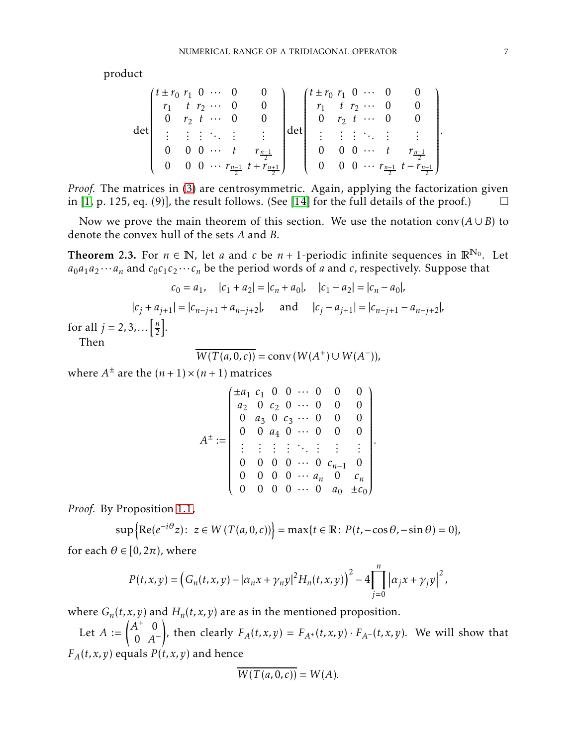product

$$
\det\begin{pmatrix} t\pm r_0 & r_1 & 0 & \cdots & 0 & 0 \\ r_1 & t & r_2 & \cdots & 0 & 0 \\ 0 & r_2 & t & \cdots & 0 & 0 \\ \vdots & \vdots & \vdots & \ddots & \vdots & \vdots \\ 0 & 0 & 0 & \cdots & t & r_{\frac{n-1}{2}} \\ 0 & 0 & 0 & \cdots & r_{\frac{n-1}{2}} & t+r_{\frac{n+1}{2}} \end{pmatrix} \det\begin{pmatrix} t\pm r_0 & r_1 & 0 & \cdots & 0 & 0 \\ r_1 & t & r_2 & \cdots & 0 & 0 \\ 0 & r_2 & t & \cdots & 0 & 0 \\ \vdots & \vdots & \vdots & \ddots & \vdots & \vdots \\ 0 & 0 & 0 & \cdots & t & r_{\frac{n-1}{2}} \\ 0 & 0 & 0 & \cdots & r_{\frac{n-1}{2}} & t-r_{\frac{n+1}{2}} \end{pmatrix}.
$$

*Proof.* The matrices in (3) are centrosymmetric. Again, applying the factorization given in [1, p. 125, eq. (9)], the result follows. (See [14] for the full details of the proof.) □

Now we prove the main theorem of this section. We use the notation $\operatorname{conv}(A\cup B)$ to denote the convex hull of the sets $A$ and $B$.

**Theorem 2.3.** For $n\in\mathbb{N}$, let $a$ and $c$ be $n+1$-periodic infinite sequences in $\mathbb{R}^{\mathbb{N}_0}$. Let $a_0a_1a_2\cdots a_n$ and $c_0c_1c_2\cdots c_n$ be the period words of $a$ and $c$, respectively. Suppose that

$$
c_0 = a_1, \quad |c_1+a_2| = |c_n+a_0|, \quad |c_1-a_2| = |c_n-a_0|,
$$

$$
|c_j+a_{j+1}| = |c_{n-j+1}+a_{n-j+2}|, \quad \text{and} \quad |c_j-a_{j+1}| = |c_{n-j+1}-a_{n-j+2}|,
$$

for all $j=2,3,\ldots\left[\frac{n}{2}\right]$.

Then

$$
\overline{W(T(a,0,c))} = \operatorname{conv}(W(A^+)\cup W(A^-)),
$$

where $A^\pm$ are the $(n+1)\times(n+1)$ matrices

$$
A^\pm := \begin{pmatrix} \pm a_1 & c_1 & 0 & 0 & \cdots & 0 & 0 & 0 \\ a_2 & 0 & c_2 & 0 & \cdots & 0 & 0 & 0 \\ 0 & a_3 & 0 & c_3 & \cdots & 0 & 0 & 0 \\ 0 & 0 & a_4 & 0 & \cdots & 0 & 0 & 0 \\ \vdots & \vdots & \vdots & \vdots & \ddots & \vdots & \vdots & \vdots \\ 0 & 0 & 0 & 0 & \cdots & 0 & c_{n-1} & 0 \\ 0 & 0 & 0 & 0 & \cdots & a_n & 0 & c_n \\ 0 & 0 & 0 & 0 & \cdots & 0 & a_0 & \pm c_0 \end{pmatrix}.
$$

*Proof.* By Proposition 1.1,

$$
\sup\left\{\operatorname{Re}(e^{-i\theta}z)\colon\ z\in W\left(T(a,0,c)\right)\right\} = \max\{t\in\mathbb{R}\colon P(t,-\cos\theta,-\sin\theta)=0\},
$$

for each $\theta\in[0,2\pi)$, where

$$
P(t,x,y) = \left(G_n(t,x,y) - |\alpha_n x+\gamma_n y|^2 H_n(t,x,y)\right)^2 - 4\prod_{j=0}^{n}\left|\alpha_j x+\gamma_j y\right|^2,
$$

where $G_n(t,x,y)$ and $H_n(t,x,y)$ are as in the mentioned proposition.

Let $A := \begin{pmatrix} A^+ & 0 \\ 0 & A^- \end{pmatrix}$, then clearly $F_A(t,x,y) = F_{A^+}(t,x,y)\cdot F_{A^-}(t,x,y)$. We will show that $F_A(t,x,y)$ equals $P(t,x,y)$ and hence

$$
\overline{W(T(a,0,c))} = W(A).
$$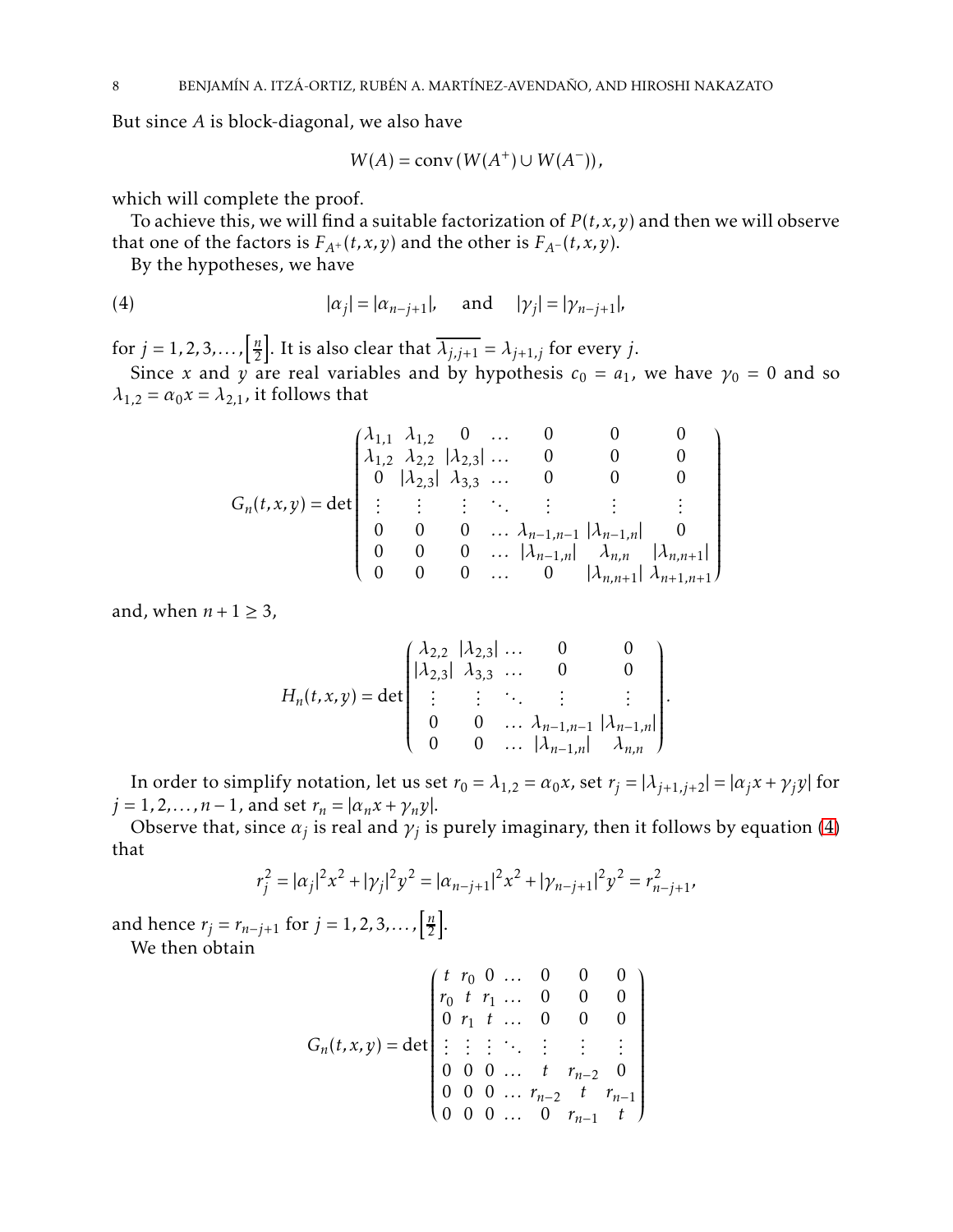But since $A$ is block-diagonal, we also have

$$W(A) = \operatorname{conv}\left(W(A^+) \cup W(A^-)\right),$$

which will complete the proof.

To achieve this, we will find a suitable factorization of $P(t,x,y)$ and then we will observe that one of the factors is $F_{A^+}(t,x,y)$ and the other is $F_{A^-}(t,x,y)$.

By the hypotheses, we have

$$|\alpha_j| = |\alpha_{n-j+1}|, \quad \text{and} \quad |\gamma_j| = |\gamma_{n-j+1}|, \tag{4}$$

for $j = 1,2,3,\ldots,\left[\frac{n}{2}\right]$. It is also clear that $\overline{\lambda_{j,j+1}} = \lambda_{j+1,j}$ for every $j$.

Since $x$ and $y$ are real variables and by hypothesis $c_0 = a_1$, we have $\gamma_0 = 0$ and so $\lambda_{1,2} = \alpha_0 x = \lambda_{2,1}$, it follows that

$$G_n(t,x,y) = \det\begin{pmatrix} \lambda_{1,1} & \lambda_{1,2} & 0 & \ldots & 0 & 0 & 0 \\ \lambda_{1,2} & \lambda_{2,2} & |\lambda_{2,3}| & \ldots & 0 & 0 & 0 \\ 0 & |\lambda_{2,3}| & \lambda_{3,3} & \ldots & 0 & 0 & 0 \\ \vdots & \vdots & \vdots & \ddots & \vdots & \vdots & \vdots \\ 0 & 0 & 0 & \ldots & \lambda_{n-1,n-1} & |\lambda_{n-1,n}| & 0 \\ 0 & 0 & 0 & \ldots & |\lambda_{n-1,n}| & \lambda_{n,n} & |\lambda_{n,n+1}| \\ 0 & 0 & 0 & \ldots & 0 & |\lambda_{n,n+1}| & \lambda_{n+1,n+1} \end{pmatrix}$$

and, when $n+1 \geq 3$,

$$H_n(t,x,y) = \det\begin{pmatrix} \lambda_{2,2} & |\lambda_{2,3}| & \ldots & 0 & 0 \\ |\lambda_{2,3}| & \lambda_{3,3} & \ldots & 0 & 0 \\ \vdots & \vdots & \ddots & \vdots & \vdots \\ 0 & 0 & \ldots & \lambda_{n-1,n-1} & |\lambda_{n-1,n}| \\ 0 & 0 & \ldots & |\lambda_{n-1,n}| & \lambda_{n,n} \end{pmatrix}.$$

In order to simplify notation, let us set $r_0 = \lambda_{1,2} = \alpha_0 x$, set $r_j = |\lambda_{j+1,j+2}| = |\alpha_j x + \gamma_j y|$ for $j = 1,2,\ldots,n-1$, and set $r_n = |\alpha_n x + \gamma_n y|$.

Observe that, since $\alpha_j$ is real and $\gamma_j$ is purely imaginary, then it follows by equation (4) that

$$r_j^2 = |\alpha_j|^2 x^2 + |\gamma_j|^2 y^2 = |\alpha_{n-j+1}|^2 x^2 + |\gamma_{n-j+1}|^2 y^2 = r_{n-j+1}^2,$$

and hence $r_j = r_{n-j+1}$ for $j = 1,2,3,\ldots,\left[\frac{n}{2}\right]$.

We then obtain

$$G_n(t,x,y) = \det\begin{pmatrix} t & r_0 & 0 & \ldots & 0 & 0 & 0 \\ r_0 & t & r_1 & \ldots & 0 & 0 & 0 \\ 0 & r_1 & t & \ldots & 0 & 0 & 0 \\ \vdots & \vdots & \vdots & \ddots & \vdots & \vdots & \vdots \\ 0 & 0 & 0 & \ldots & t & r_{n-2} & 0 \\ 0 & 0 & 0 & \ldots & r_{n-2} & t & r_{n-1} \\ 0 & 0 & 0 & \ldots & 0 & r_{n-1} & t \end{pmatrix}$$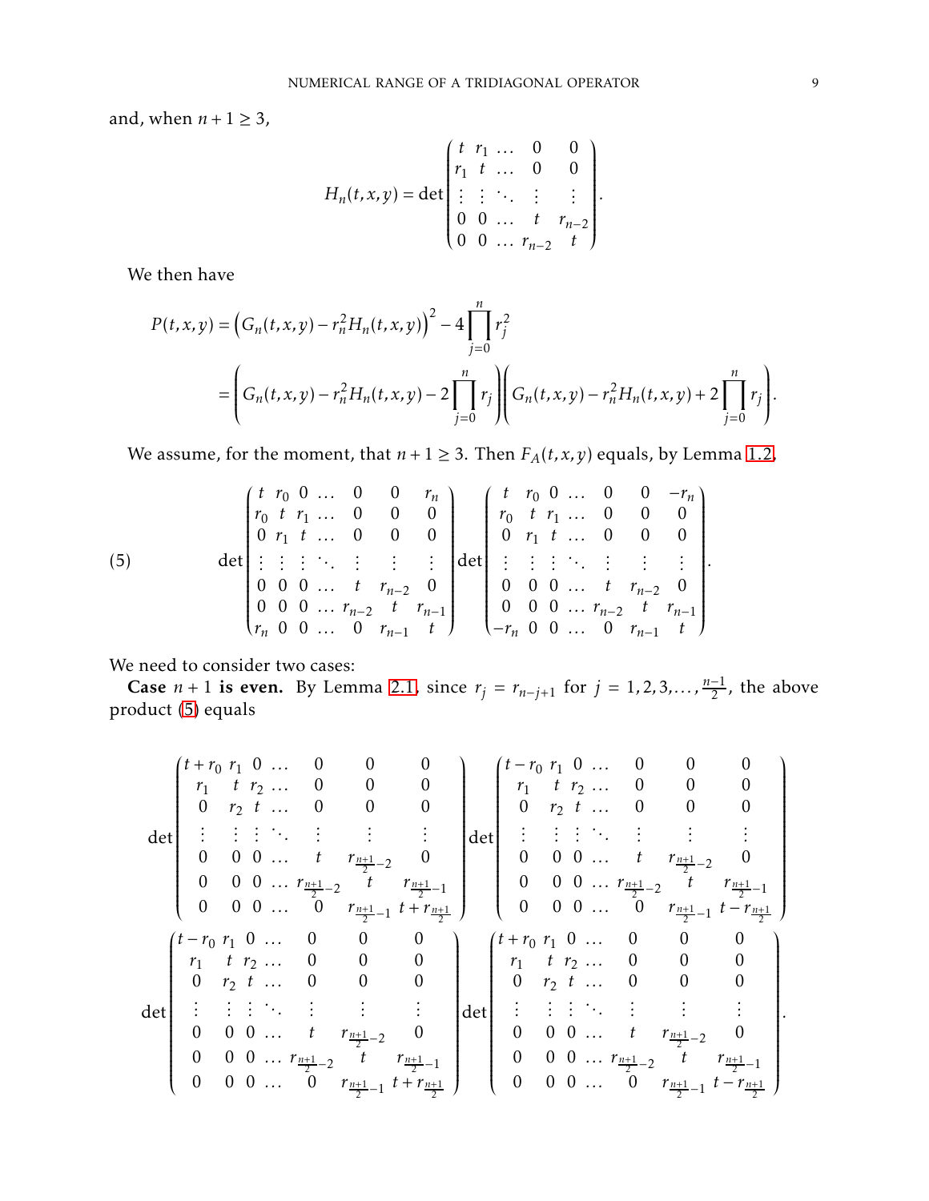and, when $n+1 \geq 3$,

$$H_n(t,x,y) = \det \begin{pmatrix} t & r_1 & \dots & 0 & 0 \\ r_1 & t & \dots & 0 & 0 \\ \vdots & \vdots & \ddots & \vdots & \vdots \\ 0 & 0 & \dots & t & r_{n-2} \\ 0 & 0 & \dots & r_{n-2} & t \end{pmatrix}.$$

We then have

$$\begin{aligned} P(t,x,y) &= \left(G_n(t,x,y) - r_n^2 H_n(t,x,y)\right)^2 - 4\prod_{j=0}^{n} r_j^2 \\ &= \left(G_n(t,x,y) - r_n^2 H_n(t,x,y) - 2\prod_{j=0}^{n} r_j\right)\left(G_n(t,x,y) - r_n^2 H_n(t,x,y) + 2\prod_{j=0}^{n} r_j\right). \end{aligned}$$

We assume, for the moment, that $n+1 \geq 3$. Then $F_A(t,x,y)$ equals, by Lemma 1.2,

$$\det \begin{pmatrix} t & r_0 & 0 & \dots & 0 & 0 & r_n \\ r_0 & t & r_1 & \dots & 0 & 0 & 0 \\ 0 & r_1 & t & \dots & 0 & 0 & 0 \\ \vdots & \vdots & \vdots & \ddots & \vdots & \vdots & \vdots \\ 0 & 0 & 0 & \dots & t & r_{n-2} & 0 \\ 0 & 0 & 0 & \dots & r_{n-2} & t & r_{n-1} \\ r_n & 0 & 0 & \dots & 0 & r_{n-1} & t \end{pmatrix} \det \begin{pmatrix} t & r_0 & 0 & \dots & 0 & 0 & -r_n \\ r_0 & t & r_1 & \dots & 0 & 0 & 0 \\ 0 & r_1 & t & \dots & 0 & 0 & 0 \\ \vdots & \vdots & \vdots & \ddots & \vdots & \vdots & \vdots \\ 0 & 0 & 0 & \dots & t & r_{n-2} & 0 \\ 0 & 0 & 0 & \dots & r_{n-2} & t & r_{n-1} \\ -r_n & 0 & 0 & \dots & 0 & r_{n-1} & t \end{pmatrix}. \tag{5}$$

We need to consider two cases:

**Case $n+1$ is even.** By Lemma 2.1, since $r_j = r_{n-j+1}$ for $j = 1,2,3,\dots,\frac{n-1}{2}$, the above product (5) equals

$$\det \begin{pmatrix} t+r_0 & r_1 & 0 & \dots & 0 & 0 & 0 \\ r_1 & t & r_2 & \dots & 0 & 0 & 0 \\ 0 & r_2 & t & \dots & 0 & 0 & 0 \\ \vdots & \vdots & \vdots & \ddots & \vdots & \vdots & \vdots \\ 0 & 0 & 0 & \dots & t & r_{\frac{n+1}{2}-2} & 0 \\ 0 & 0 & 0 & \dots & r_{\frac{n+1}{2}-2} & t & r_{\frac{n+1}{2}-1} \\ 0 & 0 & 0 & \dots & 0 & r_{\frac{n+1}{2}-1} & t+r_{\frac{n+1}{2}} \end{pmatrix} \det \begin{pmatrix} t-r_0 & r_1 & 0 & \dots & 0 & 0 & 0 \\ r_1 & t & r_2 & \dots & 0 & 0 & 0 \\ 0 & r_2 & t & \dots & 0 & 0 & 0 \\ \vdots & \vdots & \vdots & \ddots & \vdots & \vdots & \vdots \\ 0 & 0 & 0 & \dots & t & r_{\frac{n+1}{2}-2} & 0 \\ 0 & 0 & 0 & \dots & r_{\frac{n+1}{2}-2} & t & r_{\frac{n+1}{2}-1} \\ 0 & 0 & 0 & \dots & 0 & r_{\frac{n+1}{2}-1} & t-r_{\frac{n+1}{2}} \end{pmatrix}$$

$$\det \begin{pmatrix} t-r_0 & r_1 & 0 & \dots & 0 & 0 & 0 \\ r_1 & t & r_2 & \dots & 0 & 0 & 0 \\ 0 & r_2 & t & \dots & 0 & 0 & 0 \\ \vdots & \vdots & \vdots & \ddots & \vdots & \vdots & \vdots \\ 0 & 0 & 0 & \dots & t & r_{\frac{n+1}{2}-2} & 0 \\ 0 & 0 & 0 & \dots & r_{\frac{n+1}{2}-2} & t & r_{\frac{n+1}{2}-1} \\ 0 & 0 & 0 & \dots & 0 & r_{\frac{n+1}{2}-1} & t+r_{\frac{n+1}{2}} \end{pmatrix} \det \begin{pmatrix} t+r_0 & r_1 & 0 & \dots & 0 & 0 & 0 \\ r_1 & t & r_2 & \dots & 0 & 0 & 0 \\ 0 & r_2 & t & \dots & 0 & 0 & 0 \\ \vdots & \vdots & \vdots & \ddots & \vdots & \vdots & \vdots \\ 0 & 0 & 0 & \dots & t & r_{\frac{n+1}{2}-2} & 0 \\ 0 & 0 & 0 & \dots & r_{\frac{n+1}{2}-2} & t & r_{\frac{n+1}{2}-1} \\ 0 & 0 & 0 & \dots & 0 & r_{\frac{n+1}{2}-1} & t-r_{\frac{n+1}{2}} \end{pmatrix}.$$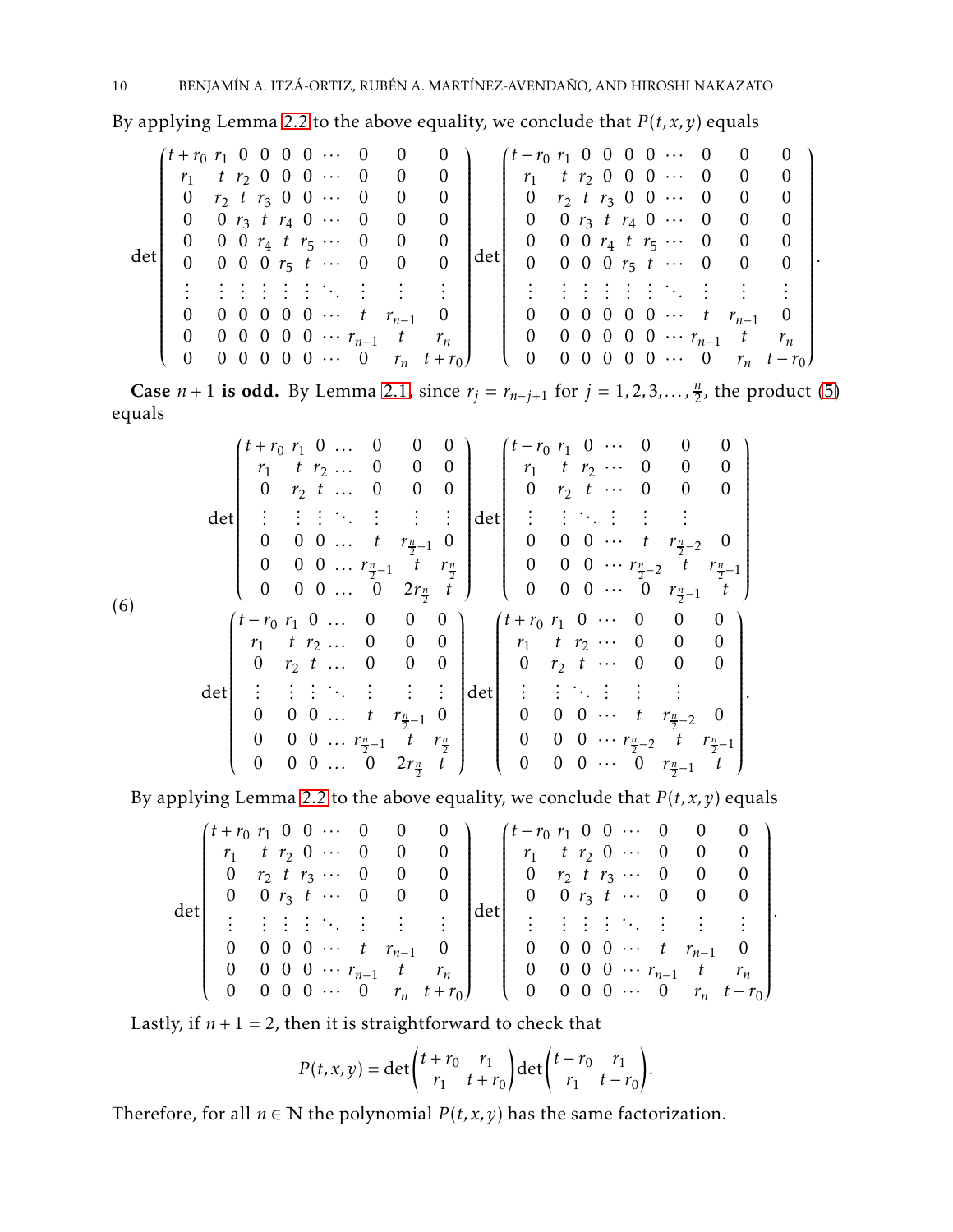By applying Lemma 2.2 to the above equality, we conclude that $P(t,x,y)$ equals

$$
\det\begin{pmatrix}
t+r_0 & r_1 & 0 & 0 & 0 & 0 & \cdots & 0 & 0 & 0 \\
r_1 & t & r_2 & 0 & 0 & 0 & \cdots & 0 & 0 & 0 \\
0 & r_2 & t & r_3 & 0 & 0 & \cdots & 0 & 0 & 0 \\
0 & 0 & r_3 & t & r_4 & 0 & \cdots & 0 & 0 & 0 \\
0 & 0 & 0 & r_4 & t & r_5 & \cdots & 0 & 0 & 0 \\
0 & 0 & 0 & 0 & r_5 & t & \cdots & 0 & 0 & 0 \\
\vdots & \vdots & \vdots & \vdots & \vdots & \vdots & \ddots & \vdots & \vdots & \vdots \\
0 & 0 & 0 & 0 & 0 & 0 & \cdots & t & r_{n-1} & 0 \\
0 & 0 & 0 & 0 & 0 & 0 & \cdots & r_{n-1} & t & r_n \\
0 & 0 & 0 & 0 & 0 & 0 & \cdots & 0 & r_n & t+r_0
\end{pmatrix}
\det\begin{pmatrix}
t-r_0 & r_1 & 0 & 0 & 0 & 0 & \cdots & 0 & 0 & 0 \\
r_1 & t & r_2 & 0 & 0 & 0 & \cdots & 0 & 0 & 0 \\
0 & r_2 & t & r_3 & 0 & 0 & \cdots & 0 & 0 & 0 \\
0 & 0 & r_3 & t & r_4 & 0 & \cdots & 0 & 0 & 0 \\
0 & 0 & 0 & r_4 & t & r_5 & \cdots & 0 & 0 & 0 \\
0 & 0 & 0 & 0 & r_5 & t & \cdots & 0 & 0 & 0 \\
\vdots & \vdots & \vdots & \vdots & \vdots & \vdots & \ddots & \vdots & \vdots & \vdots \\
0 & 0 & 0 & 0 & 0 & 0 & \cdots & t & r_{n-1} & 0 \\
0 & 0 & 0 & 0 & 0 & 0 & \cdots & r_{n-1} & t & r_n \\
0 & 0 & 0 & 0 & 0 & 0 & \cdots & 0 & r_n & t-r_0
\end{pmatrix}.
$$

**Case $n+1$ is odd.** By Lemma 2.1, since $r_j = r_{n-j+1}$ for $j = 1,2,3,\ldots,\frac{n}{2}$, the product (5) equals

$$
(6)\quad
\begin{aligned}
&\det\begin{pmatrix}
t+r_0 & r_1 & 0 & \ldots & 0 & 0 & 0 \\
r_1 & t & r_2 & \ldots & 0 & 0 & 0 \\
0 & r_2 & t & \ldots & 0 & 0 & 0 \\
\vdots & \vdots & \vdots & \ddots & \vdots & \vdots & \vdots \\
0 & 0 & 0 & \ldots & t & r_{\frac{n}{2}-1} & 0 \\
0 & 0 & 0 & \ldots & r_{\frac{n}{2}-1} & t & r_{\frac{n}{2}} \\
0 & 0 & 0 & \ldots & 0 & 2r_{\frac{n}{2}} & t
\end{pmatrix}
\det\begin{pmatrix}
t-r_0 & r_1 & 0 & \cdots & 0 & 0 & 0 \\
r_1 & t & r_2 & \cdots & 0 & 0 & 0 \\
0 & r_2 & t & \cdots & 0 & 0 & 0 \\
\vdots & \vdots & \ddots & \vdots & \vdots & \vdots & \\
0 & 0 & 0 & \cdots & t & r_{\frac{n}{2}-2} & 0 \\
0 & 0 & 0 & \cdots & r_{\frac{n}{2}-2} & t & r_{\frac{n}{2}-1} \\
0 & 0 & 0 & \cdots & 0 & r_{\frac{n}{2}-1} & t
\end{pmatrix} \\
&\det\begin{pmatrix}
t-r_0 & r_1 & 0 & \ldots & 0 & 0 & 0 \\
r_1 & t & r_2 & \ldots & 0 & 0 & 0 \\
0 & r_2 & t & \ldots & 0 & 0 & 0 \\
\vdots & \vdots & \vdots & \ddots & \vdots & \vdots & \vdots \\
0 & 0 & 0 & \ldots & t & r_{\frac{n}{2}-1} & 0 \\
0 & 0 & 0 & \ldots & r_{\frac{n}{2}-1} & t & r_{\frac{n}{2}} \\
0 & 0 & 0 & \ldots & 0 & 2r_{\frac{n}{2}} & t
\end{pmatrix}
\det\begin{pmatrix}
t+r_0 & r_1 & 0 & \cdots & 0 & 0 & 0 \\
r_1 & t & r_2 & \cdots & 0 & 0 & 0 \\
0 & r_2 & t & \cdots & 0 & 0 & 0 \\
\vdots & \vdots & \ddots & \vdots & \vdots & \vdots & \\
0 & 0 & 0 & \cdots & t & r_{\frac{n}{2}-2} & 0 \\
0 & 0 & 0 & \cdots & r_{\frac{n}{2}-2} & t & r_{\frac{n}{2}-1} \\
0 & 0 & 0 & \cdots & 0 & r_{\frac{n}{2}-1} & t
\end{pmatrix}.
\end{aligned}
$$

By applying Lemma 2.2 to the above equality, we conclude that $P(t,x,y)$ equals

$$
\det\begin{pmatrix}
t+r_0 & r_1 & 0 & 0 & \cdots & 0 & 0 & 0 \\
r_1 & t & r_2 & 0 & \cdots & 0 & 0 & 0 \\
0 & r_2 & t & r_3 & \cdots & 0 & 0 & 0 \\
0 & 0 & r_3 & t & \cdots & 0 & 0 & 0 \\
\vdots & \vdots & \vdots & \vdots & \ddots & \vdots & \vdots & \vdots \\
0 & 0 & 0 & 0 & \cdots & t & r_{n-1} & 0 \\
0 & 0 & 0 & 0 & \cdots & r_{n-1} & t & r_n \\
0 & 0 & 0 & 0 & \cdots & 0 & r_n & t+r_0
\end{pmatrix}
\det\begin{pmatrix}
t-r_0 & r_1 & 0 & 0 & \cdots & 0 & 0 & 0 \\
r_1 & t & r_2 & 0 & \cdots & 0 & 0 & 0 \\
0 & r_2 & t & r_3 & \cdots & 0 & 0 & 0 \\
0 & 0 & r_3 & t & \cdots & 0 & 0 & 0 \\
\vdots & \vdots & \vdots & \vdots & \ddots & \vdots & \vdots & \vdots \\
0 & 0 & 0 & 0 & \cdots & t & r_{n-1} & 0 \\
0 & 0 & 0 & 0 & \cdots & r_{n-1} & t & r_n \\
0 & 0 & 0 & 0 & \cdots & 0 & r_n & t-r_0
\end{pmatrix}.
$$

Lastly, if $n+1 = 2$, then it is straightforward to check that

$$
P(t,x,y) = \det\begin{pmatrix} t+r_0 & r_1 \\ r_1 & t+r_0 \end{pmatrix} \det\begin{pmatrix} t-r_0 & r_1 \\ r_1 & t-r_0 \end{pmatrix}.
$$

Therefore, for all $n \in \mathbb{N}$ the polynomial $P(t,x,y)$ has the same factorization.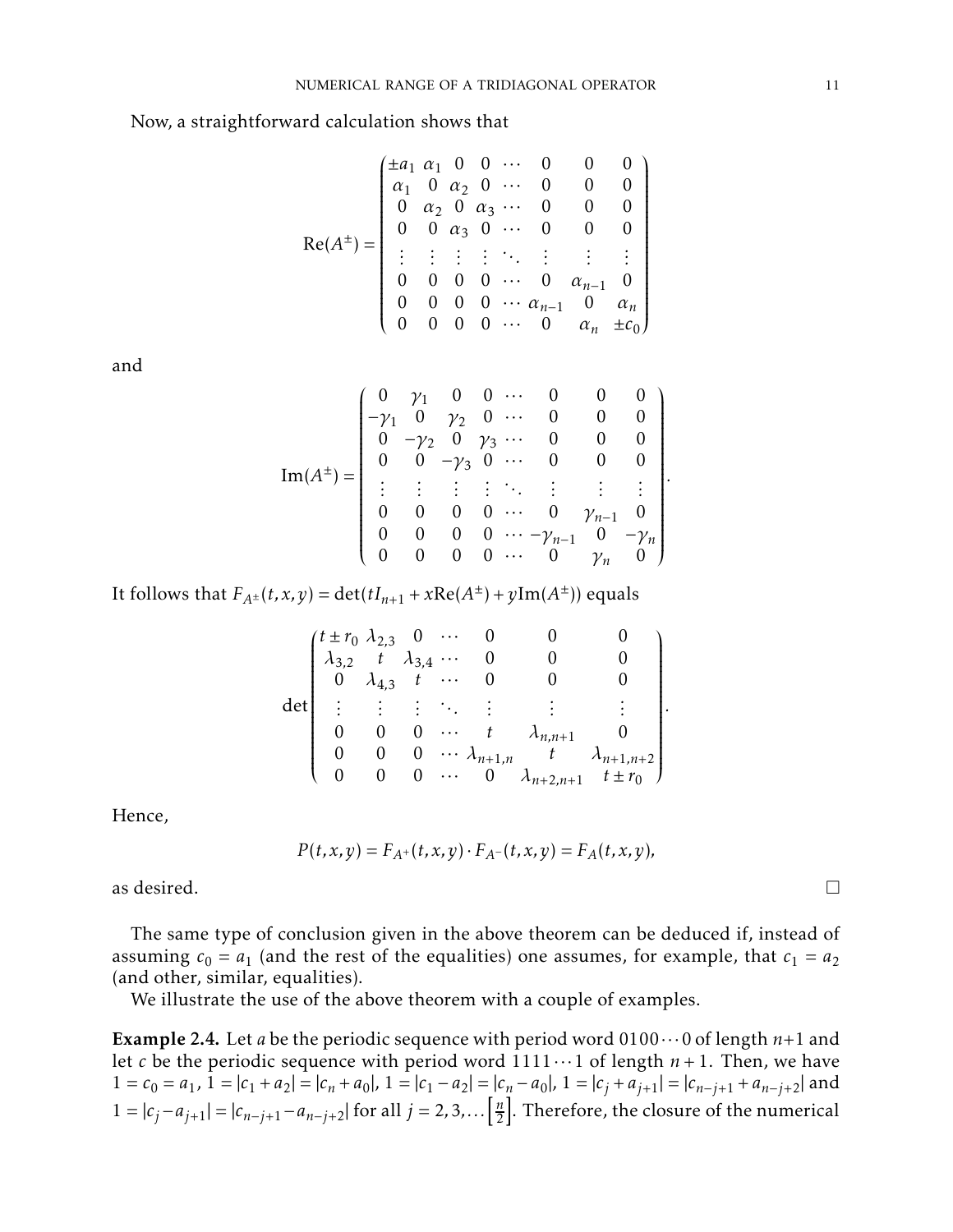Now, a straightforward calculation shows that

$$
\mathrm{Re}(A^{\pm}) = \begin{pmatrix}
\pm a_1 & \alpha_1 & 0 & 0 & \cdots & 0 & 0 & 0 \\
\alpha_1 & 0 & \alpha_2 & 0 & \cdots & 0 & 0 & 0 \\
0 & \alpha_2 & 0 & \alpha_3 & \cdots & 0 & 0 & 0 \\
0 & 0 & \alpha_3 & 0 & \cdots & 0 & 0 & 0 \\
\vdots & \vdots & \vdots & \vdots & \ddots & \vdots & \vdots & \vdots \\
0 & 0 & 0 & 0 & \cdots & 0 & \alpha_{n-1} & 0 \\
0 & 0 & 0 & 0 & \cdots & \alpha_{n-1} & 0 & \alpha_n \\
0 & 0 & 0 & 0 & \cdots & 0 & \alpha_n & \pm c_0
\end{pmatrix}
$$

and

$$
\mathrm{Im}(A^{\pm}) = \begin{pmatrix}
0 & \gamma_1 & 0 & 0 & \cdots & 0 & 0 & 0 \\
-\gamma_1 & 0 & \gamma_2 & 0 & \cdots & 0 & 0 & 0 \\
0 & -\gamma_2 & 0 & \gamma_3 & \cdots & 0 & 0 & 0 \\
0 & 0 & -\gamma_3 & 0 & \cdots & 0 & 0 & 0 \\
\vdots & \vdots & \vdots & \vdots & \ddots & \vdots & \vdots & \vdots \\
0 & 0 & 0 & 0 & \cdots & 0 & \gamma_{n-1} & 0 \\
0 & 0 & 0 & 0 & \cdots & -\gamma_{n-1} & 0 & -\gamma_n \\
0 & 0 & 0 & 0 & \cdots & 0 & \gamma_n & 0
\end{pmatrix}.
$$

It follows that $F_{A^{\pm}}(t,x,y) = \det(tI_{n+1} + x\mathrm{Re}(A^{\pm}) + y\mathrm{Im}(A^{\pm}))$ equals

$$
\det\begin{pmatrix}
t \pm r_0 & \lambda_{2,3} & 0 & \cdots & 0 & 0 & 0 \\
\lambda_{3,2} & t & \lambda_{3,4} & \cdots & 0 & 0 & 0 \\
0 & \lambda_{4,3} & t & \cdots & 0 & 0 & 0 \\
\vdots & \vdots & \vdots & \ddots & \vdots & \vdots & \vdots \\
0 & 0 & 0 & \cdots & t & \lambda_{n,n+1} & 0 \\
0 & 0 & 0 & \cdots & \lambda_{n+1,n} & t & \lambda_{n+1,n+2} \\
0 & 0 & 0 & \cdots & 0 & \lambda_{n+2,n+1} & t \pm r_0
\end{pmatrix}.
$$

Hence,

$$
P(t,x,y) = F_{A^+}(t,x,y) \cdot F_{A^-}(t,x,y) = F_A(t,x,y),
$$

as desired. □

The same type of conclusion given in the above theorem can be deduced if, instead of assuming $c_0 = a_1$ (and the rest of the equalities) one assumes, for example, that $c_1 = a_2$ (and other, similar, equalities).

We illustrate the use of the above theorem with a couple of examples.

**Example 2.4.** Let $a$ be the periodic sequence with period word $0100\cdots0$ of length $n+1$ and let $c$ be the periodic sequence with period word $1111\cdots1$ of length $n+1$. Then, we have $1 = c_0 = a_1$, $1 = |c_1 + a_2| = |c_n + a_0|$, $1 = |c_1 - a_2| = |c_n - a_0|$, $1 = |c_j + a_{j+1}| = |c_{n-j+1} + a_{n-j+2}|$ and $1 = |c_j - a_{j+1}| = |c_{n-j+1} - a_{n-j+2}|$ for all $j = 2, 3, \ldots \left[\frac{n}{2}\right]$. Therefore, the closure of the numerical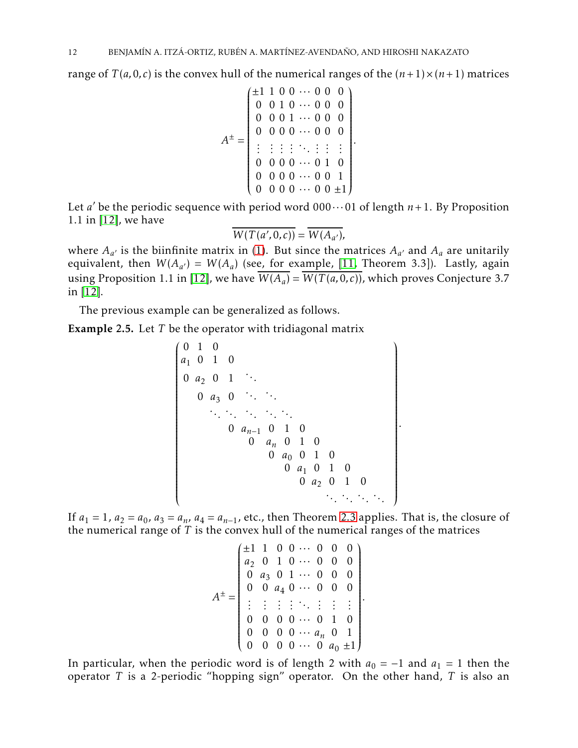range of $T(a,0,c)$ is the convex hull of the numerical ranges of the $(n+1)\times(n+1)$ matrices

$$A^{\pm} = \begin{pmatrix} \pm 1 & 1 & 0 & 0 & \cdots & 0 & 0 & 0 \\ 0 & 0 & 1 & 0 & \cdots & 0 & 0 & 0 \\ 0 & 0 & 0 & 1 & \cdots & 0 & 0 & 0 \\ 0 & 0 & 0 & 0 & \cdots & 0 & 0 & 0 \\ \vdots & \vdots & \vdots & \vdots & \ddots & \vdots & \vdots & \vdots \\ 0 & 0 & 0 & 0 & \cdots & 0 & 1 & 0 \\ 0 & 0 & 0 & 0 & \cdots & 0 & 0 & 1 \\ 0 & 0 & 0 & 0 & \cdots & 0 & 0 & \pm 1 \end{pmatrix}.$$

Let $a'$ be the periodic sequence with period word $000\cdots01$ of length $n+1$. By Proposition 1.1 in [12], we have

$$\overline{W(T(a',0,c))} = \overline{W(A_{a'})},$$

where $A_{a'}$ is the biinfinite matrix in (1). But since the matrices $A_{a'}$ and $A_a$ are unitarily equivalent, then $W(A_{a'}) = W(A_a)$ (see, for example, [11, Theorem 3.3]). Lastly, again using Proposition 1.1 in [12], we have $\overline{W(A_a)} = \overline{W(T(a,0,c))}$, which proves Conjecture 3.7 in [12].

The previous example can be generalized as follows.

**Example 2.5.** Let $T$ be the operator with tridiagonal matrix

$$\begin{pmatrix} 0 & 1 & 0 & & & & & & & & & & \\ a_1 & 0 & 1 & 0 & & & & & & & & & \\ 0 & a_2 & 0 & 1 & \ddots & & & & & & & & \\ & 0 & a_3 & 0 & \ddots & \ddots & & & & & & & \\ & & \ddots & \ddots & \ddots & \ddots & \ddots & & & & & & \\ & & & 0 & a_{n-1} & 0 & 1 & 0 & & & & & \\ & & & & 0 & a_n & 0 & 1 & 0 & & & & \\ & & & & & 0 & a_0 & 0 & 1 & 0 & & & \\ & & & & & & 0 & a_1 & 0 & 1 & 0 & & \\ & & & & & & & 0 & a_2 & 0 & 1 & 0 & \\ & & & & & & & & \ddots & \ddots & \ddots & \ddots & \end{pmatrix}.$$

If $a_1 = 1$, $a_2 = a_0$, $a_3 = a_n$, $a_4 = a_{n-1}$, etc., then Theorem 2.3 applies. That is, the closure of the numerical range of $T$ is the convex hull of the numerical ranges of the matrices

$$A^{\pm} = \begin{pmatrix} \pm 1 & 1 & 0 & 0 & \cdots & 0 & 0 & 0 \\ a_2 & 0 & 1 & 0 & \cdots & 0 & 0 & 0 \\ 0 & a_3 & 0 & 1 & \cdots & 0 & 0 & 0 \\ 0 & 0 & a_4 & 0 & \cdots & 0 & 0 & 0 \\ \vdots & \vdots & \vdots & \vdots & \ddots & \vdots & \vdots & \vdots \\ 0 & 0 & 0 & 0 & \cdots & 0 & 1 & 0 \\ 0 & 0 & 0 & 0 & \cdots & a_n & 0 & 1 \\ 0 & 0 & 0 & 0 & \cdots & 0 & a_0 & \pm 1 \end{pmatrix}.$$

In particular, when the periodic word is of length 2 with $a_0 = -1$ and $a_1 = 1$ then the operator $T$ is a 2-periodic "hopping sign" operator. On the other hand, $T$ is also an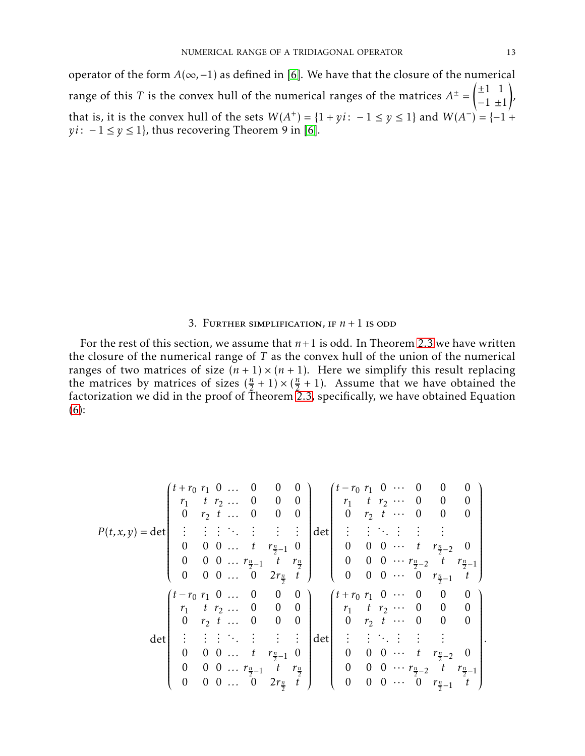operator of the form $A(\infty,-1)$ as defined in [6]. We have that the closure of the numerical range of this $T$ is the convex hull of the numerical ranges of the matrices $A^{\pm} = \begin{pmatrix} \pm 1 & 1 \\ -1 & \pm 1 \end{pmatrix}$, that is, it is the convex hull of the sets $W(A^{+}) = \{1 + yi \colon -1 \le y \le 1\}$ and $W(A^{-}) = \{-1 + yi \colon -1 \le y \le 1\}$, thus recovering Theorem 9 in [6].

## 3. Further simplification, if $n+1$ is odd

For the rest of this section, we assume that $n+1$ is odd. In Theorem 2.3 we have written the closure of the numerical range of $T$ as the convex hull of the union of the numerical ranges of two matrices of size $(n+1)\times(n+1)$. Here we simplify this result replacing the matrices by matrices of sizes $(\frac{n}{2}+1)\times(\frac{n}{2}+1)$. Assume that we have obtained the factorization we did in the proof of Theorem 2.3, specifically, we have obtained Equation (6):

$$
P(t,x,y) = \det\begin{pmatrix}
t+r_0 & r_1 & 0 & \dots & 0 & 0 & 0 \\
r_1 & t & r_2 & \dots & 0 & 0 & 0 \\
0 & r_2 & t & \dots & 0 & 0 & 0 \\
\vdots & \vdots & \vdots & \ddots & \vdots & \vdots & \vdots \\
0 & 0 & 0 & \dots & t & r_{\frac{n}{2}-1} & 0 \\
0 & 0 & 0 & \dots & r_{\frac{n}{2}-1} & t & r_{\frac{n}{2}} \\
0 & 0 & 0 & \dots & 0 & 2r_{\frac{n}{2}} & t
\end{pmatrix}
\det\begin{pmatrix}
t-r_0 & r_1 & 0 & \cdots & 0 & 0 & 0 \\
r_1 & t & r_2 & \cdots & 0 & 0 & 0 \\
0 & r_2 & t & \cdots & 0 & 0 & 0 \\
\vdots & \vdots & \ddots & \vdots & \vdots & \vdots & \\
0 & 0 & 0 & \cdots & t & r_{\frac{n}{2}-2} & 0 \\
0 & 0 & 0 & \cdots & r_{\frac{n}{2}-2} & t & r_{\frac{n}{2}-1} \\
0 & 0 & 0 & \cdots & 0 & r_{\frac{n}{2}-1} & t
\end{pmatrix}
$$

$$
\det\begin{pmatrix}
t-r_0 & r_1 & 0 & \dots & 0 & 0 & 0 \\
r_1 & t & r_2 & \dots & 0 & 0 & 0 \\
0 & r_2 & t & \dots & 0 & 0 & 0 \\
\vdots & \vdots & \vdots & \ddots & \vdots & \vdots & \vdots \\
0 & 0 & 0 & \dots & t & r_{\frac{n}{2}-1} & 0 \\
0 & 0 & 0 & \dots & r_{\frac{n}{2}-1} & t & r_{\frac{n}{2}} \\
0 & 0 & 0 & \dots & 0 & 2r_{\frac{n}{2}} & t
\end{pmatrix}
\det\begin{pmatrix}
t+r_0 & r_1 & 0 & \cdots & 0 & 0 & 0 \\
r_1 & t & r_2 & \cdots & 0 & 0 & 0 \\
0 & r_2 & t & \cdots & 0 & 0 & 0 \\
\vdots & \vdots & \ddots & \vdots & \vdots & \vdots & \\
0 & 0 & 0 & \cdots & t & r_{\frac{n}{2}-2} & 0 \\
0 & 0 & 0 & \cdots & r_{\frac{n}{2}-2} & t & r_{\frac{n}{2}-1} \\
0 & 0 & 0 & \cdots & 0 & r_{\frac{n}{2}-1} & t
\end{pmatrix}.
$$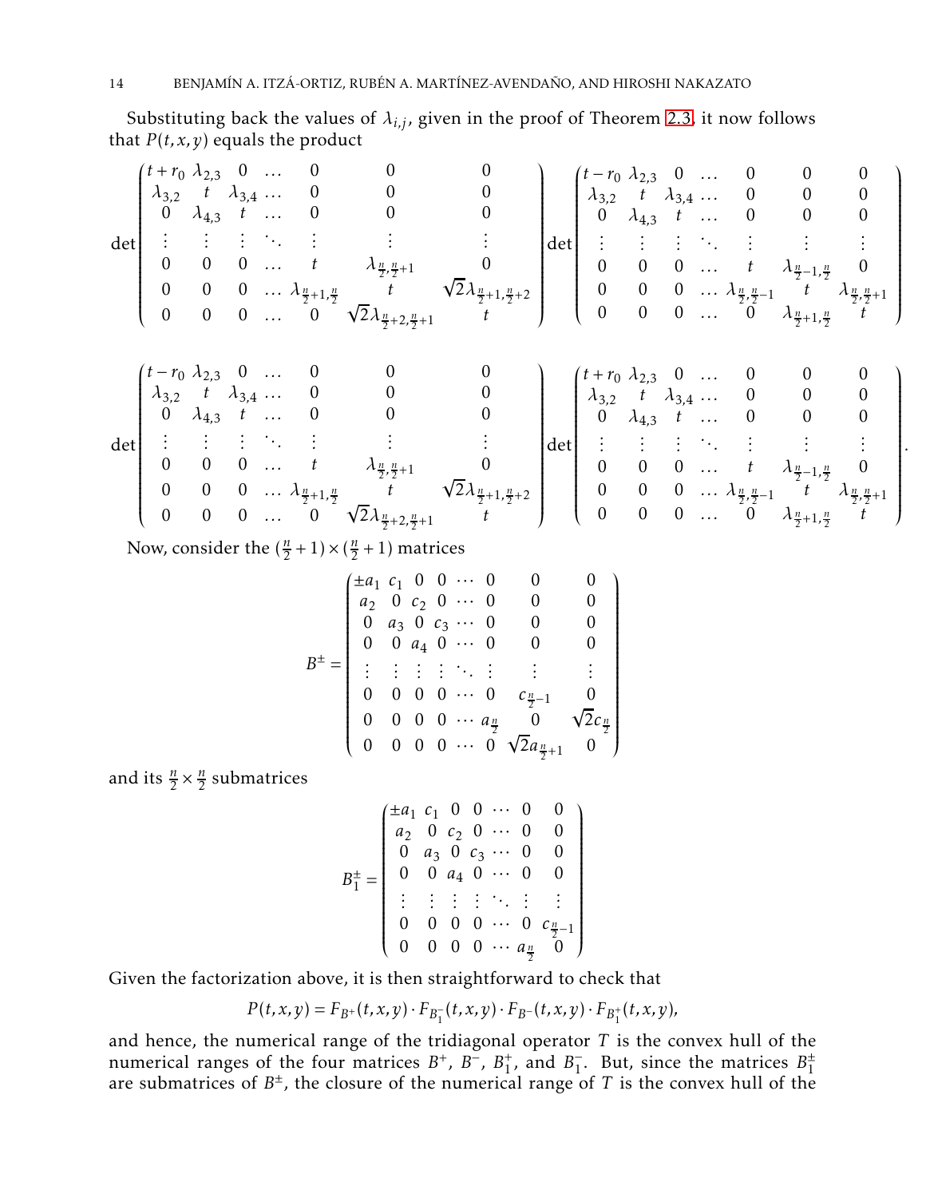Substituting back the values of $\lambda_{i,j}$, given in the proof of Theorem 2.3, it now follows that $P(t,x,y)$ equals the product

$$
\det\begin{pmatrix}
t+r_0 & \lambda_{2,3} & 0 & \dots & 0 & 0 & 0 \\
\lambda_{3,2} & t & \lambda_{3,4} & \dots & 0 & 0 & 0 \\
0 & \lambda_{4,3} & t & \dots & 0 & 0 & 0 \\
\vdots & \vdots & \vdots & \ddots & \vdots & \vdots & \vdots \\
0 & 0 & 0 & \dots & t & \lambda_{\frac{n}{2},\frac{n}{2}+1} & 0 \\
0 & 0 & 0 & \dots & \lambda_{\frac{n}{2}+1,\frac{n}{2}} & t & \sqrt{2}\lambda_{\frac{n}{2}+1,\frac{n}{2}+2} \\
0 & 0 & 0 & \dots & 0 & \sqrt{2}\lambda_{\frac{n}{2}+2,\frac{n}{2}+1} & t
\end{pmatrix}
\det\begin{pmatrix}
t-r_0 & \lambda_{2,3} & 0 & \dots & 0 & 0 & 0 \\
\lambda_{3,2} & t & \lambda_{3,4} & \dots & 0 & 0 & 0 \\
0 & \lambda_{4,3} & t & \dots & 0 & 0 & 0 \\
\vdots & \vdots & \vdots & \ddots & \vdots & \vdots & \vdots \\
0 & 0 & 0 & \dots & t & \lambda_{\frac{n}{2}-1,\frac{n}{2}} & 0 \\
0 & 0 & 0 & \dots & \lambda_{\frac{n}{2},\frac{n}{2}-1} & t & \lambda_{\frac{n}{2},\frac{n}{2}+1} \\
0 & 0 & 0 & \dots & 0 & \lambda_{\frac{n}{2}+1,\frac{n}{2}} & t
\end{pmatrix}
$$

$$
\det\begin{pmatrix}
t-r_0 & \lambda_{2,3} & 0 & \dots & 0 & 0 & 0 \\
\lambda_{3,2} & t & \lambda_{3,4} & \dots & 0 & 0 & 0 \\
0 & \lambda_{4,3} & t & \dots & 0 & 0 & 0 \\
\vdots & \vdots & \vdots & \ddots & \vdots & \vdots & \vdots \\
0 & 0 & 0 & \dots & t & \lambda_{\frac{n}{2},\frac{n}{2}+1} & 0 \\
0 & 0 & 0 & \dots & \lambda_{\frac{n}{2}+1,\frac{n}{2}} & t & \sqrt{2}\lambda_{\frac{n}{2}+1,\frac{n}{2}+2} \\
0 & 0 & 0 & \dots & 0 & \sqrt{2}\lambda_{\frac{n}{2}+2,\frac{n}{2}+1} & t
\end{pmatrix}
\det\begin{pmatrix}
t+r_0 & \lambda_{2,3} & 0 & \dots & 0 & 0 & 0 \\
\lambda_{3,2} & t & \lambda_{3,4} & \dots & 0 & 0 & 0 \\
0 & \lambda_{4,3} & t & \dots & 0 & 0 & 0 \\
\vdots & \vdots & \vdots & \ddots & \vdots & \vdots & \vdots \\
0 & 0 & 0 & \dots & t & \lambda_{\frac{n}{2}-1,\frac{n}{2}} & 0 \\
0 & 0 & 0 & \dots & \lambda_{\frac{n}{2},\frac{n}{2}-1} & t & \lambda_{\frac{n}{2},\frac{n}{2}+1} \\
0 & 0 & 0 & \dots & 0 & \lambda_{\frac{n}{2}+1,\frac{n}{2}} & t
\end{pmatrix}.
$$

Now, consider the $(\frac{n}{2}+1)\times(\frac{n}{2}+1)$ matrices

$$
B^{\pm} = \begin{pmatrix}
\pm a_1 & c_1 & 0 & 0 & \cdots & 0 & 0 & 0 \\
a_2 & 0 & c_2 & 0 & \cdots & 0 & 0 & 0 \\
0 & a_3 & 0 & c_3 & \cdots & 0 & 0 & 0 \\
0 & 0 & a_4 & 0 & \cdots & 0 & 0 & 0 \\
\vdots & \vdots & \vdots & \vdots & \ddots & \vdots & \vdots & \vdots \\
0 & 0 & 0 & 0 & \cdots & 0 & c_{\frac{n}{2}-1} & 0 \\
0 & 0 & 0 & 0 & \cdots & a_{\frac{n}{2}} & 0 & \sqrt{2}c_{\frac{n}{2}} \\
0 & 0 & 0 & 0 & \cdots & 0 & \sqrt{2}a_{\frac{n}{2}+1} & 0
\end{pmatrix}
$$

and its $\frac{n}{2}\times\frac{n}{2}$ submatrices

$$
B_1^{\pm} = \begin{pmatrix}
\pm a_1 & c_1 & 0 & 0 & \cdots & 0 & 0 \\
a_2 & 0 & c_2 & 0 & \cdots & 0 & 0 \\
0 & a_3 & 0 & c_3 & \cdots & 0 & 0 \\
0 & 0 & a_4 & 0 & \cdots & 0 & 0 \\
\vdots & \vdots & \vdots & \vdots & \ddots & \vdots & \vdots \\
0 & 0 & 0 & 0 & \cdots & 0 & c_{\frac{n}{2}-1} \\
0 & 0 & 0 & 0 & \cdots & a_{\frac{n}{2}} & 0
\end{pmatrix}
$$

Given the factorization above, it is then straightforward to check that

$$
P(t,x,y) = F_{B^+}(t,x,y)\cdot F_{B_1^-}(t,x,y)\cdot F_{B^-}(t,x,y)\cdot F_{B_1^+}(t,x,y),
$$

and hence, the numerical range of the tridiagonal operator $T$ is the convex hull of the numerical ranges of the four matrices $B^+$, $B^-$, $B_1^+$, and $B_1^-$. But, since the matrices $B_1^{\pm}$ are submatrices of $B^{\pm}$, the closure of the numerical range of $T$ is the convex hull of the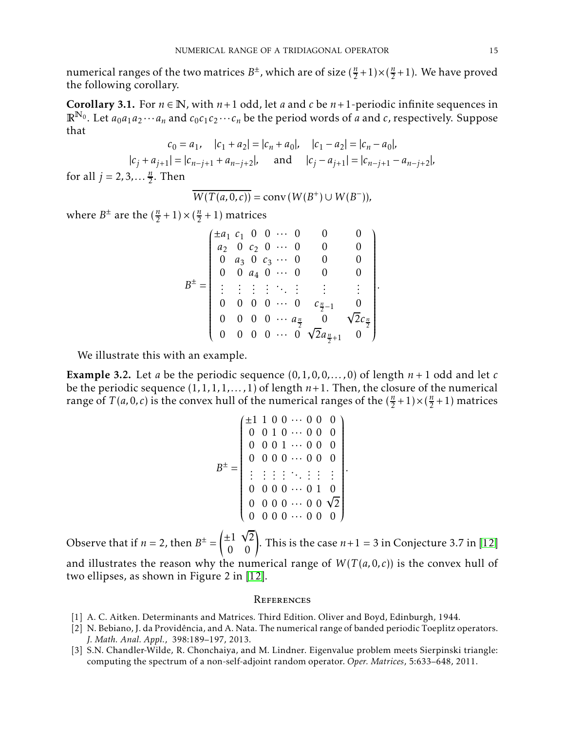numerical ranges of the two matrices $B^{\pm}$, which are of size $(\frac{n}{2}+1)\times(\frac{n}{2}+1)$. We have proved the following corollary.

**Corollary 3.1.** For $n \in \mathbb{N}$, with $n+1$ odd, let $a$ and $c$ be $n+1$-periodic infinite sequences in $\mathbb{R}^{\mathbb{N}_0}$. Let $a_0a_1a_2\cdots a_n$ and $c_0c_1c_2\cdots c_n$ be the period words of $a$ and $c$, respectively. Suppose that

$$c_0 = a_1, \quad |c_1 + a_2| = |c_n + a_0|, \quad |c_1 - a_2| = |c_n - a_0|,$$

$$|c_j + a_{j+1}| = |c_{n-j+1} + a_{n-j+2}|, \quad \text{ and } \quad |c_j - a_{j+1}| = |c_{n-j+1} - a_{n-j+2}|,$$

for all $j = 2, 3, \ldots \frac{n}{2}$. Then

$$\overline{W(T(a,0,c))} = \operatorname{conv}(W(B^+) \cup W(B^-)),$$

where $B^{\pm}$ are the $(\frac{n}{2}+1)\times(\frac{n}{2}+1)$ matrices

$$B^{\pm} = \begin{pmatrix} \pm a_1 & c_1 & 0 & 0 & \cdots & 0 & 0 & 0 \\ a_2 & 0 & c_2 & 0 & \cdots & 0 & 0 & 0 \\ 0 & a_3 & 0 & c_3 & \cdots & 0 & 0 & 0 \\ 0 & 0 & a_4 & 0 & \cdots & 0 & 0 & 0 \\ \vdots & \vdots & \vdots & \vdots & \ddots & \vdots & \vdots & \vdots \\ 0 & 0 & 0 & 0 & \cdots & 0 & c_{\frac{n}{2}-1} & 0 \\ 0 & 0 & 0 & 0 & \cdots & a_{\frac{n}{2}} & 0 & \sqrt{2}c_{\frac{n}{2}} \\ 0 & 0 & 0 & 0 & \cdots & 0 & \sqrt{2}a_{\frac{n}{2}+1} & 0 \end{pmatrix}.$$

We illustrate this with an example.

**Example 3.2.** Let $a$ be the periodic sequence $(0,1,0,0,\ldots,0)$ of length $n+1$ odd and let $c$ be the periodic sequence $(1,1,1,1,\ldots,1)$ of length $n+1$. Then, the closure of the numerical range of $T(a,0,c)$ is the convex hull of the numerical ranges of the $(\frac{n}{2}+1)\times(\frac{n}{2}+1)$ matrices

$$B^{\pm} = \begin{pmatrix} \pm 1 & 1 & 0 & 0 & \cdots & 0 & 0 & 0 \\ 0 & 0 & 1 & 0 & \cdots & 0 & 0 & 0 \\ 0 & 0 & 0 & 1 & \cdots & 0 & 0 & 0 \\ 0 & 0 & 0 & 0 & \cdots & 0 & 0 & 0 \\ \vdots & \vdots & \vdots & \vdots & \ddots & \vdots & \vdots & \vdots \\ 0 & 0 & 0 & 0 & \cdots & 0 & 1 & 0 \\ 0 & 0 & 0 & 0 & \cdots & 0 & 0 & \sqrt{2} \\ 0 & 0 & 0 & 0 & \cdots & 0 & 0 & 0 \end{pmatrix}.$$

Observe that if $n = 2$, then $B^{\pm} = \begin{pmatrix} \pm 1 & \sqrt{2} \\ 0 & 0 \end{pmatrix}$. This is the case $n+1 = 3$ in Conjecture 3.7 in [12] and illustrates the reason why the numerical range of $W(T(a,0,c))$ is the convex hull of two ellipses, as shown in Figure 2 in [12].

## References

[1] A. C. Aitken. Determinants and Matrices. Third Edition. Oliver and Boyd, Edinburgh, 1944.

[2] N. Bebiano, J. da Providência, and A. Nata. The numerical range of banded periodic Toeplitz operators. *J. Math. Anal. Appl.*, 398:189–197, 2013.

[3] S.N. Chandler-Wilde, R. Chonchaiya, and M. Lindner. Eigenvalue problem meets Sierpinski triangle: computing the spectrum of a non-self-adjoint random operator. *Oper. Matrices*, 5:633–648, 2011.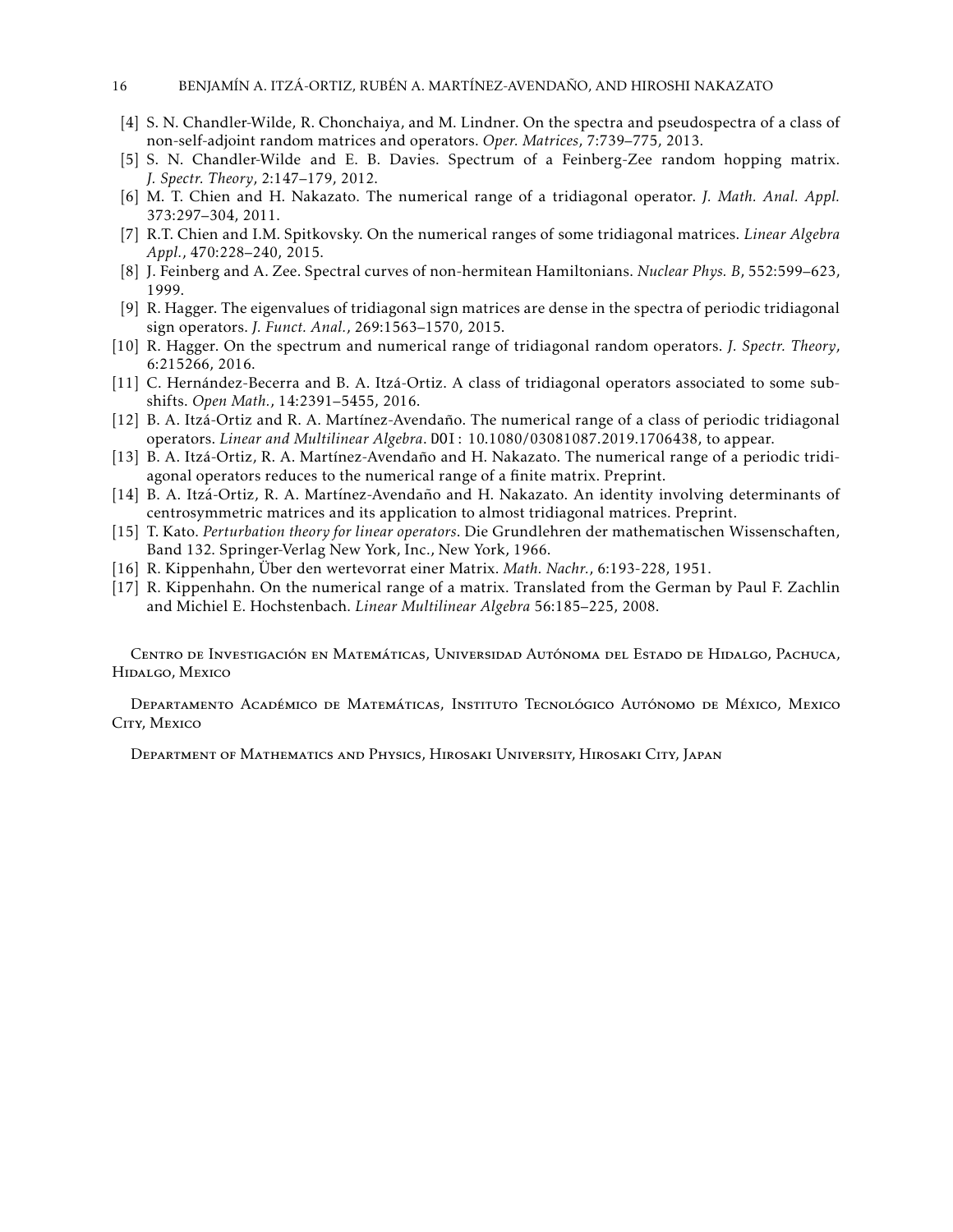[4] S. N. Chandler-Wilde, R. Chonchaiya, and M. Lindner. On the spectra and pseudospectra of a class of non-self-adjoint random matrices and operators. *Oper. Matrices*, 7:739–775, 2013.

[5] S. N. Chandler-Wilde and E. B. Davies. Spectrum of a Feinberg-Zee random hopping matrix. *J. Spectr. Theory*, 2:147–179, 2012.

[6] M. T. Chien and H. Nakazato. The numerical range of a tridiagonal operator. *J. Math. Anal. Appl.* 373:297–304, 2011.

[7] R.T. Chien and I.M. Spitkovsky. On the numerical ranges of some tridiagonal matrices. *Linear Algebra Appl.*, 470:228–240, 2015.

[8] J. Feinberg and A. Zee. Spectral curves of non-hermitean Hamiltonians. *Nuclear Phys. B*, 552:599–623, 1999.

[9] R. Hagger. The eigenvalues of tridiagonal sign matrices are dense in the spectra of periodic tridiagonal sign operators. *J. Funct. Anal.*, 269:1563–1570, 2015.

[10] R. Hagger. On the spectrum and numerical range of tridiagonal random operators. *J. Spectr. Theory*, 6:215266, 2016.

[11] C. Hernández-Becerra and B. A. Itzá-Ortiz. A class of tridiagonal operators associated to some subshifts. *Open Math.*, 14:2391–5455, 2016.

[12] B. A. Itzá-Ortiz and R. A. Martínez-Avendaño. The numerical range of a class of periodic tridiagonal operators. *Linear and Multilinear Algebra*. DOI: 10.1080/03081087.2019.1706438, to appear.

[13] B. A. Itzá-Ortiz, R. A. Martínez-Avendaño and H. Nakazato. The numerical range of a periodic tridiagonal operators reduces to the numerical range of a finite matrix. Preprint.

[14] B. A. Itzá-Ortiz, R. A. Martínez-Avendaño and H. Nakazato. An identity involving determinants of centrosymmetric matrices and its application to almost tridiagonal matrices. Preprint.

[15] T. Kato. *Perturbation theory for linear operators*. Die Grundlehren der mathematischen Wissenschaften, Band 132. Springer-Verlag New York, Inc., New York, 1966.

[16] R. Kippenhahn, Über den wertevorrat einer Matrix. *Math. Nachr.*, 6:193-228, 1951.

[17] R. Kippenhahn. On the numerical range of a matrix. Translated from the German by Paul F. Zachlin and Michiel E. Hochstenbach. *Linear Multilinear Algebra* 56:185–225, 2008.

Centro de Investigación en Matemáticas, Universidad Autónoma del Estado de Hidalgo, Pachuca, Hidalgo, Mexico

Departamento Académico de Matemáticas, Instituto Tecnológico Autónomo de México, Mexico City, Mexico

Department of Mathematics and Physics, Hirosaki University, Hirosaki City, Japan